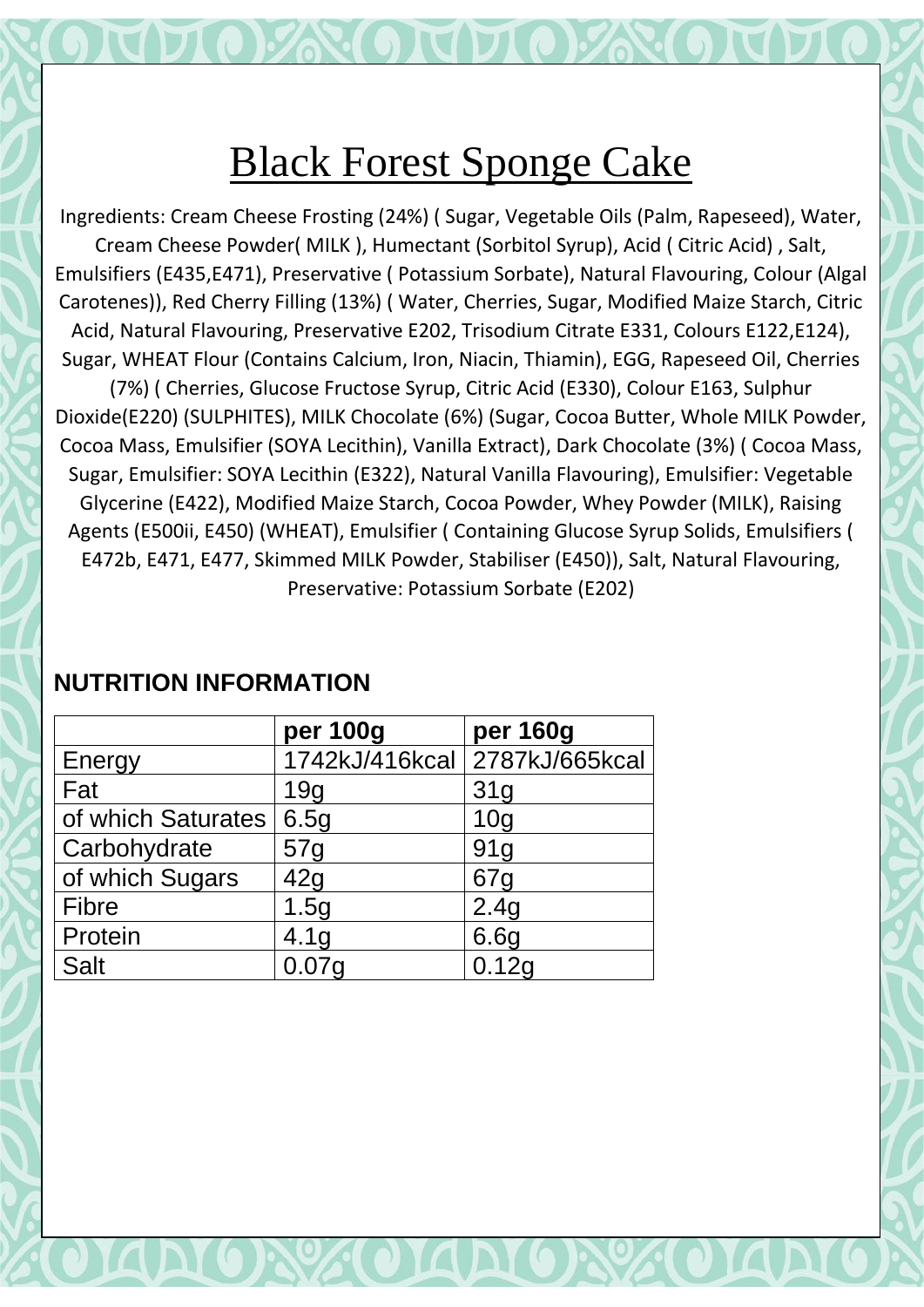# Black Forest Sponge Cake

Ingredients: Cream Cheese Frosting (24%) ( Sugar, Vegetable Oils (Palm, Rapeseed), Water, Cream Cheese Powder( MILK ), Humectant (Sorbitol Syrup), Acid ( Citric Acid) , Salt, Emulsifiers (E435,E471), Preservative ( Potassium Sorbate), Natural Flavouring, Colour (Algal Carotenes)), Red Cherry Filling (13%) ( Water, Cherries, Sugar, Modified Maize Starch, Citric Acid, Natural Flavouring, Preservative E202, Trisodium Citrate E331, Colours E122,E124), Sugar, WHEAT Flour (Contains Calcium, Iron, Niacin, Thiamin), EGG, Rapeseed Oil, Cherries (7%) ( Cherries, Glucose Fructose Syrup, Citric Acid (E330), Colour E163, Sulphur Dioxide(E220) (SULPHITES), MILK Chocolate (6%) (Sugar, Cocoa Butter, Whole MILK Powder, Cocoa Mass, Emulsifier (SOYA Lecithin), Vanilla Extract), Dark Chocolate (3%) ( Cocoa Mass, Sugar, Emulsifier: SOYA Lecithin (E322), Natural Vanilla Flavouring), Emulsifier: Vegetable Glycerine (E422), Modified Maize Starch, Cocoa Powder, Whey Powder (MILK), Raising Agents (E500ii, E450) (WHEAT), Emulsifier ( Containing Glucose Syrup Solids, Emulsifiers ( E472b, E471, E477, Skimmed MILK Powder, Stabiliser (E450)), Salt, Natural Flavouring, Preservative: Potassium Sorbate (E202)

## NUTRITION INFORMATION

| | per 100g | per 160g |
|---|---|---|
| Energy | 1742kJ/416kcal | 2787kJ/665kcal |
| Fat | 19g | 31g |
| of which Saturates | 6.5g | 10g |
| Carbohydrate | 57g | 91g |
| of which Sugars | 42g | 67g |
| Fibre | 1.5g | 2.4g |
| Protein | 4.1g | 6.6g |
| Salt | 0.07g | 0.12g |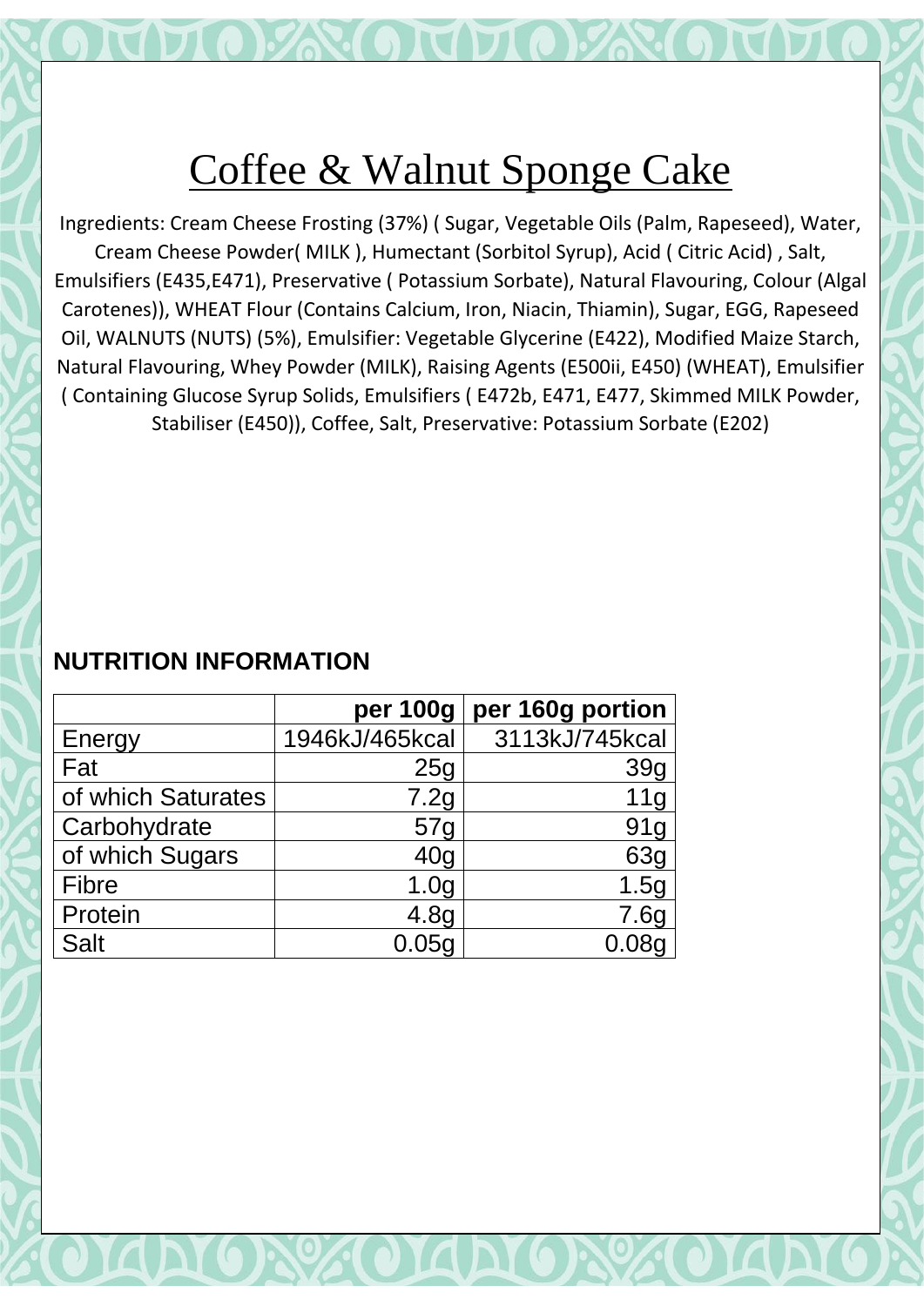# Coffee & Walnut Sponge Cake

Ingredients: Cream Cheese Frosting (37%) ( Sugar, Vegetable Oils (Palm, Rapeseed), Water, Cream Cheese Powder( MILK ), Humectant (Sorbitol Syrup), Acid ( Citric Acid) , Salt, Emulsifiers (E435,E471), Preservative ( Potassium Sorbate), Natural Flavouring, Colour (Algal Carotenes)), WHEAT Flour (Contains Calcium, Iron, Niacin, Thiamin), Sugar, EGG, Rapeseed Oil, WALNUTS (NUTS) (5%), Emulsifier: Vegetable Glycerine (E422), Modified Maize Starch, Natural Flavouring, Whey Powder (MILK), Raising Agents (E500ii, E450) (WHEAT), Emulsifier ( Containing Glucose Syrup Solids, Emulsifiers ( E472b, E471, E477, Skimmed MILK Powder, Stabiliser (E450)), Coffee, Salt, Preservative: Potassium Sorbate (E202)

**NUTRITION INFORMATION**

| | per 100g | per 160g portion |
|---|---|---|
| Energy | 1946kJ/465kcal | 3113kJ/745kcal |
| Fat | 25g | 39g |
| of which Saturates | 7.2g | 11g |
| Carbohydrate | 57g | 91g |
| of which Sugars | 40g | 63g |
| Fibre | 1.0g | 1.5g |
| Protein | 4.8g | 7.6g |
| Salt | 0.05g | 0.08g |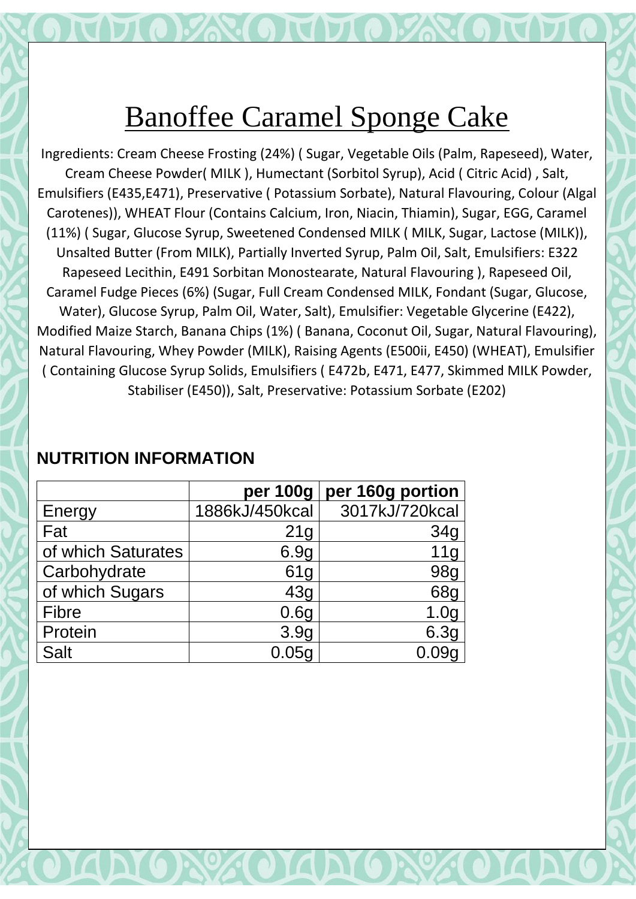# Banoffee Caramel Sponge Cake

Ingredients: Cream Cheese Frosting (24%) ( Sugar, Vegetable Oils (Palm, Rapeseed), Water, Cream Cheese Powder( MILK ), Humectant (Sorbitol Syrup), Acid ( Citric Acid) , Salt, Emulsifiers (E435,E471), Preservative ( Potassium Sorbate), Natural Flavouring, Colour (Algal Carotenes)), WHEAT Flour (Contains Calcium, Iron, Niacin, Thiamin), Sugar, EGG, Caramel (11%) ( Sugar, Glucose Syrup, Sweetened Condensed MILK ( MILK, Sugar, Lactose (MILK)), Unsalted Butter (From MILK), Partially Inverted Syrup, Palm Oil, Salt, Emulsifiers: E322 Rapeseed Lecithin, E491 Sorbitan Monostearate, Natural Flavouring ), Rapeseed Oil, Caramel Fudge Pieces (6%) (Sugar, Full Cream Condensed MILK, Fondant (Sugar, Glucose, Water), Glucose Syrup, Palm Oil, Water, Salt), Emulsifier: Vegetable Glycerine (E422), Modified Maize Starch, Banana Chips (1%) ( Banana, Coconut Oil, Sugar, Natural Flavouring), Natural Flavouring, Whey Powder (MILK), Raising Agents (E500ii, E450) (WHEAT), Emulsifier ( Containing Glucose Syrup Solids, Emulsifiers ( E472b, E471, E477, Skimmed MILK Powder, Stabiliser (E450)), Salt, Preservative: Potassium Sorbate (E202)

## NUTRITION INFORMATION

| | per 100g | per 160g portion |
|---|---|---|
| Energy | 1886kJ/450kcal | 3017kJ/720kcal |
| Fat | 21g | 34g |
| of which Saturates | 6.9g | 11g |
| Carbohydrate | 61g | 98g |
| of which Sugars | 43g | 68g |
| Fibre | 0.6g | 1.0g |
| Protein | 3.9g | 6.3g |
| Salt | 0.05g | 0.09g |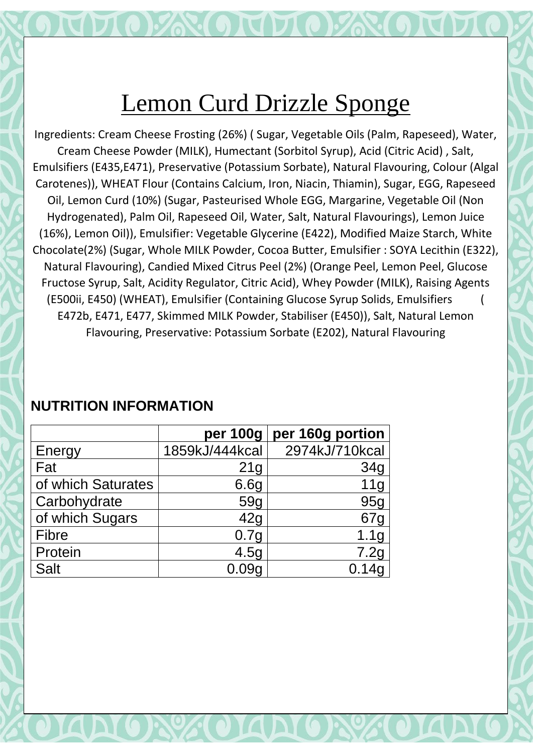# Lemon Curd Drizzle Sponge

Ingredients: Cream Cheese Frosting (26%) ( Sugar, Vegetable Oils (Palm, Rapeseed), Water, Cream Cheese Powder (MILK), Humectant (Sorbitol Syrup), Acid (Citric Acid) , Salt, Emulsifiers (E435,E471), Preservative (Potassium Sorbate), Natural Flavouring, Colour (Algal Carotenes)), WHEAT Flour (Contains Calcium, Iron, Niacin, Thiamin), Sugar, EGG, Rapeseed Oil, Lemon Curd (10%) (Sugar, Pasteurised Whole EGG, Margarine, Vegetable Oil (Non Hydrogenated), Palm Oil, Rapeseed Oil, Water, Salt, Natural Flavourings), Lemon Juice (16%), Lemon Oil)), Emulsifier: Vegetable Glycerine (E422), Modified Maize Starch, White Chocolate(2%) (Sugar, Whole MILK Powder, Cocoa Butter, Emulsifier : SOYA Lecithin (E322), Natural Flavouring), Candied Mixed Citrus Peel (2%) (Orange Peel, Lemon Peel, Glucose Fructose Syrup, Salt, Acidity Regulator, Citric Acid), Whey Powder (MILK), Raising Agents (E500ii, E450) (WHEAT), Emulsifier (Containing Glucose Syrup Solids, Emulsifiers ( E472b, E471, E477, Skimmed MILK Powder, Stabiliser (E450)), Salt, Natural Lemon Flavouring, Preservative: Potassium Sorbate (E202), Natural Flavouring

## NUTRITION INFORMATION

| | per 100g | per 160g portion |
|---|---|---|
| Energy | 1859kJ/444kcal | 2974kJ/710kcal |
| Fat | 21g | 34g |
| of which Saturates | 6.6g | 11g |
| Carbohydrate | 59g | 95g |
| of which Sugars | 42g | 67g |
| Fibre | 0.7g | 1.1g |
| Protein | 4.5g | 7.2g |
| Salt | 0.09g | 0.14g |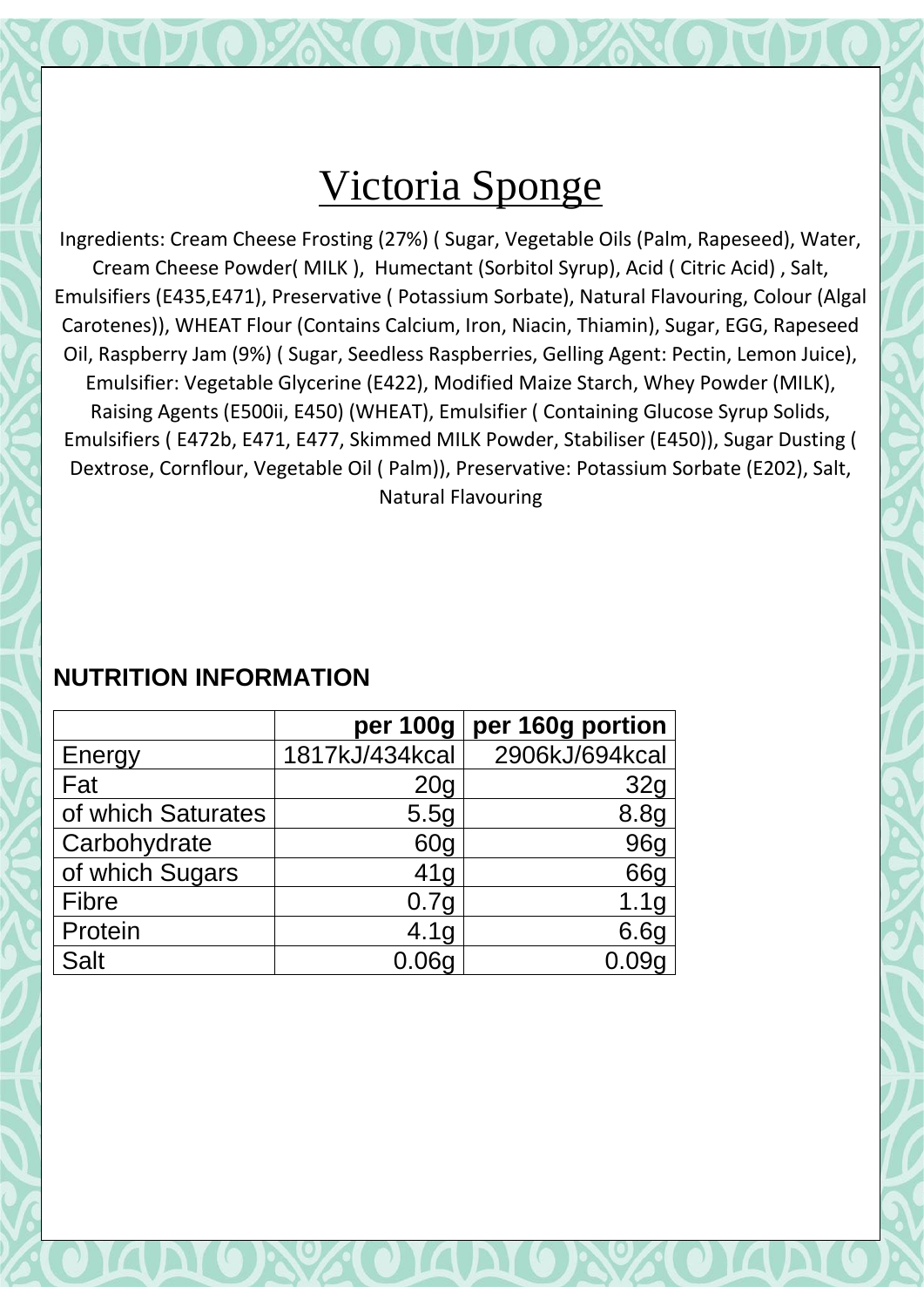# Victoria Sponge

Ingredients: Cream Cheese Frosting (27%) ( Sugar, Vegetable Oils (Palm, Rapeseed), Water, Cream Cheese Powder( MILK ), Humectant (Sorbitol Syrup), Acid ( Citric Acid) , Salt, Emulsifiers (E435,E471), Preservative ( Potassium Sorbate), Natural Flavouring, Colour (Algal Carotenes)), WHEAT Flour (Contains Calcium, Iron, Niacin, Thiamin), Sugar, EGG, Rapeseed Oil, Raspberry Jam (9%) ( Sugar, Seedless Raspberries, Gelling Agent: Pectin, Lemon Juice), Emulsifier: Vegetable Glycerine (E422), Modified Maize Starch, Whey Powder (MILK), Raising Agents (E500ii, E450) (WHEAT), Emulsifier ( Containing Glucose Syrup Solids, Emulsifiers ( E472b, E471, E477, Skimmed MILK Powder, Stabiliser (E450)), Sugar Dusting ( Dextrose, Cornflour, Vegetable Oil ( Palm)), Preservative: Potassium Sorbate (E202), Salt, Natural Flavouring

## NUTRITION INFORMATION

| | per 100g | per 160g portion |
|---|---|---|
| Energy | 1817kJ/434kcal | 2906kJ/694kcal |
| Fat | 20g | 32g |
| of which Saturates | 5.5g | 8.8g |
| Carbohydrate | 60g | 96g |
| of which Sugars | 41g | 66g |
| Fibre | 0.7g | 1.1g |
| Protein | 4.1g | 6.6g |
| Salt | 0.06g | 0.09g |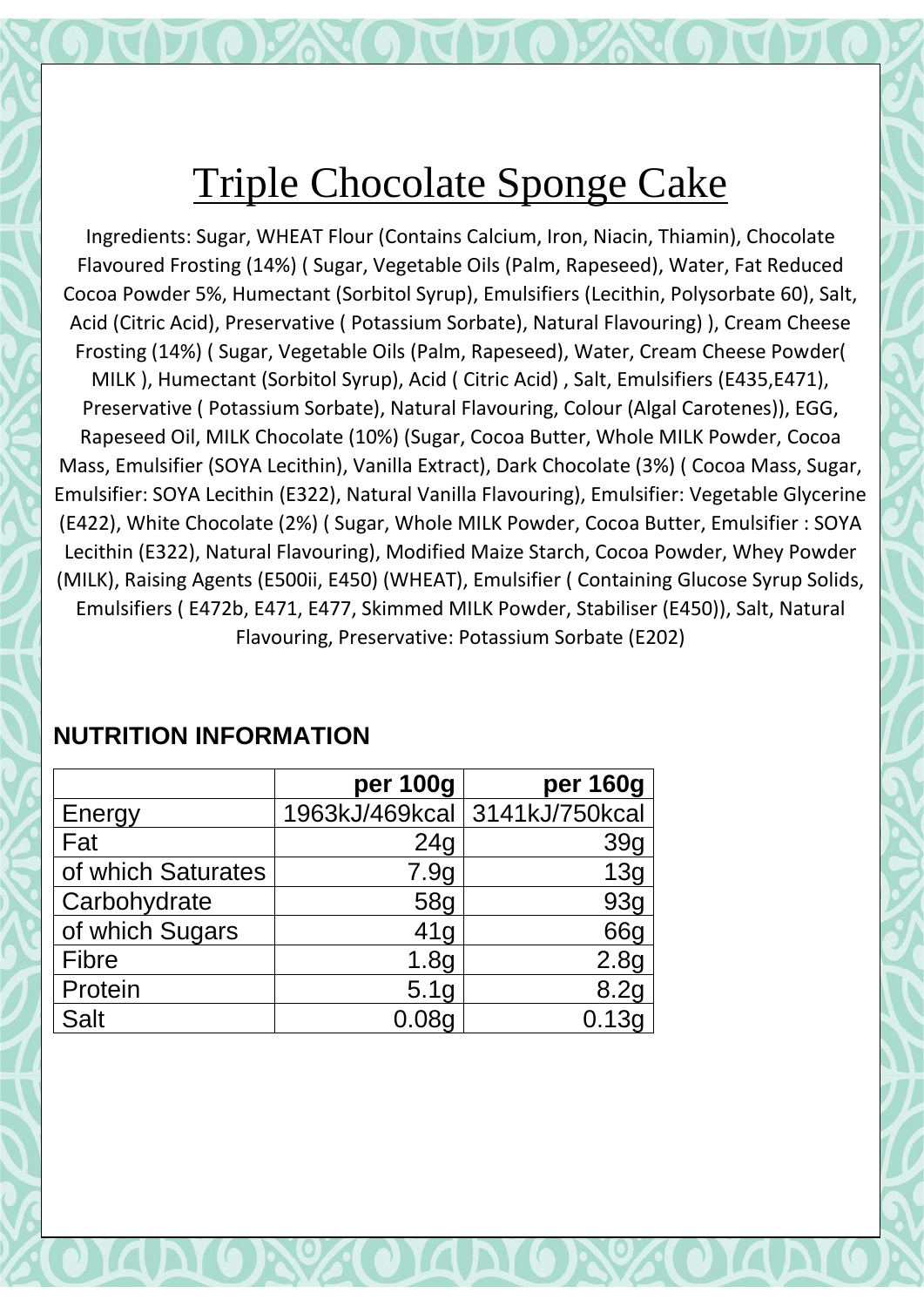# Triple Chocolate Sponge Cake

Ingredients: Sugar, WHEAT Flour (Contains Calcium, Iron, Niacin, Thiamin), Chocolate Flavoured Frosting (14%) ( Sugar, Vegetable Oils (Palm, Rapeseed), Water, Fat Reduced Cocoa Powder 5%, Humectant (Sorbitol Syrup), Emulsifiers (Lecithin, Polysorbate 60), Salt, Acid (Citric Acid), Preservative ( Potassium Sorbate), Natural Flavouring) ), Cream Cheese Frosting (14%) ( Sugar, Vegetable Oils (Palm, Rapeseed), Water, Cream Cheese Powder( MILK ), Humectant (Sorbitol Syrup), Acid ( Citric Acid) , Salt, Emulsifiers (E435,E471), Preservative ( Potassium Sorbate), Natural Flavouring, Colour (Algal Carotenes)), EGG, Rapeseed Oil, MILK Chocolate (10%) (Sugar, Cocoa Butter, Whole MILK Powder, Cocoa Mass, Emulsifier (SOYA Lecithin), Vanilla Extract), Dark Chocolate (3%) ( Cocoa Mass, Sugar, Emulsifier: SOYA Lecithin (E322), Natural Vanilla Flavouring), Emulsifier: Vegetable Glycerine (E422), White Chocolate (2%) ( Sugar, Whole MILK Powder, Cocoa Butter, Emulsifier : SOYA Lecithin (E322), Natural Flavouring), Modified Maize Starch, Cocoa Powder, Whey Powder (MILK), Raising Agents (E500ii, E450) (WHEAT), Emulsifier ( Containing Glucose Syrup Solids, Emulsifiers ( E472b, E471, E477, Skimmed MILK Powder, Stabiliser (E450)), Salt, Natural Flavouring, Preservative: Potassium Sorbate (E202)

## NUTRITION INFORMATION

| | per 100g | per 160g |
|---|---|---|
| Energy | 1963kJ/469kcal | 3141kJ/750kcal |
| Fat | 24g | 39g |
| of which Saturates | 7.9g | 13g |
| Carbohydrate | 58g | 93g |
| of which Sugars | 41g | 66g |
| Fibre | 1.8g | 2.8g |
| Protein | 5.1g | 8.2g |
| Salt | 0.08g | 0.13g |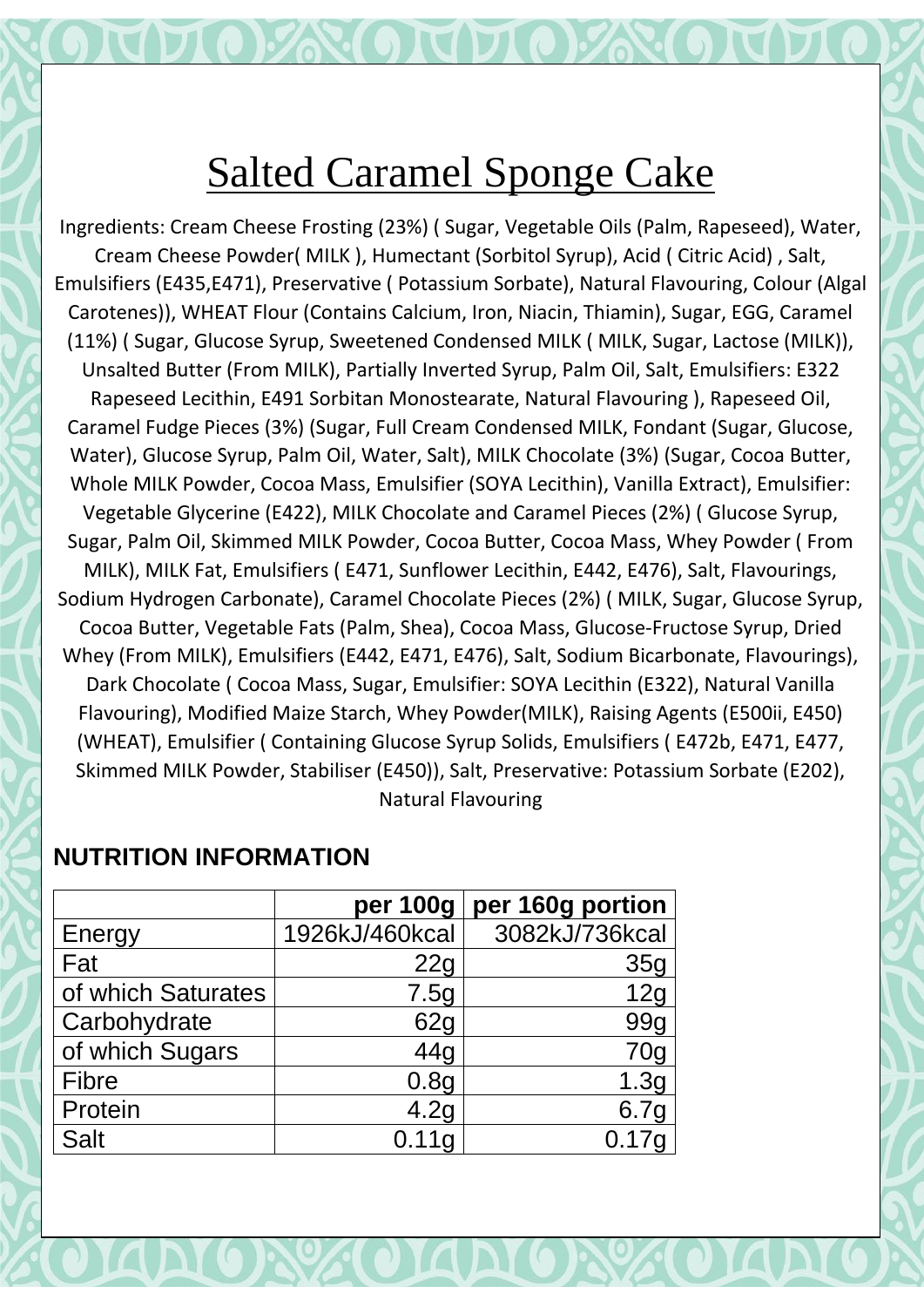# Salted Caramel Sponge Cake

Ingredients: Cream Cheese Frosting (23%) ( Sugar, Vegetable Oils (Palm, Rapeseed), Water, Cream Cheese Powder( MILK ), Humectant (Sorbitol Syrup), Acid ( Citric Acid) , Salt, Emulsifiers (E435,E471), Preservative ( Potassium Sorbate), Natural Flavouring, Colour (Algal Carotenes)), WHEAT Flour (Contains Calcium, Iron, Niacin, Thiamin), Sugar, EGG, Caramel (11%) ( Sugar, Glucose Syrup, Sweetened Condensed MILK ( MILK, Sugar, Lactose (MILK)), Unsalted Butter (From MILK), Partially Inverted Syrup, Palm Oil, Salt, Emulsifiers: E322 Rapeseed Lecithin, E491 Sorbitan Monostearate, Natural Flavouring ), Rapeseed Oil, Caramel Fudge Pieces (3%) (Sugar, Full Cream Condensed MILK, Fondant (Sugar, Glucose, Water), Glucose Syrup, Palm Oil, Water, Salt), MILK Chocolate (3%) (Sugar, Cocoa Butter, Whole MILK Powder, Cocoa Mass, Emulsifier (SOYA Lecithin), Vanilla Extract), Emulsifier: Vegetable Glycerine (E422), MILK Chocolate and Caramel Pieces (2%) ( Glucose Syrup, Sugar, Palm Oil, Skimmed MILK Powder, Cocoa Butter, Cocoa Mass, Whey Powder ( From MILK), MILK Fat, Emulsifiers ( E471, Sunflower Lecithin, E442, E476), Salt, Flavourings, Sodium Hydrogen Carbonate), Caramel Chocolate Pieces (2%) ( MILK, Sugar, Glucose Syrup, Cocoa Butter, Vegetable Fats (Palm, Shea), Cocoa Mass, Glucose-Fructose Syrup, Dried Whey (From MILK), Emulsifiers (E442, E471, E476), Salt, Sodium Bicarbonate, Flavourings), Dark Chocolate ( Cocoa Mass, Sugar, Emulsifier: SOYA Lecithin (E322), Natural Vanilla Flavouring), Modified Maize Starch, Whey Powder(MILK), Raising Agents (E500ii, E450) (WHEAT), Emulsifier ( Containing Glucose Syrup Solids, Emulsifiers ( E472b, E471, E477, Skimmed MILK Powder, Stabiliser (E450)), Salt, Preservative: Potassium Sorbate (E202), Natural Flavouring

## NUTRITION INFORMATION

| | per 100g | per 160g portion |
|---|---|---|
| Energy | 1926kJ/460kcal | 3082kJ/736kcal |
| Fat | 22g | 35g |
| of which Saturates | 7.5g | 12g |
| Carbohydrate | 62g | 99g |
| of which Sugars | 44g | 70g |
| Fibre | 0.8g | 1.3g |
| Protein | 4.2g | 6.7g |
| Salt | 0.11g | 0.17g |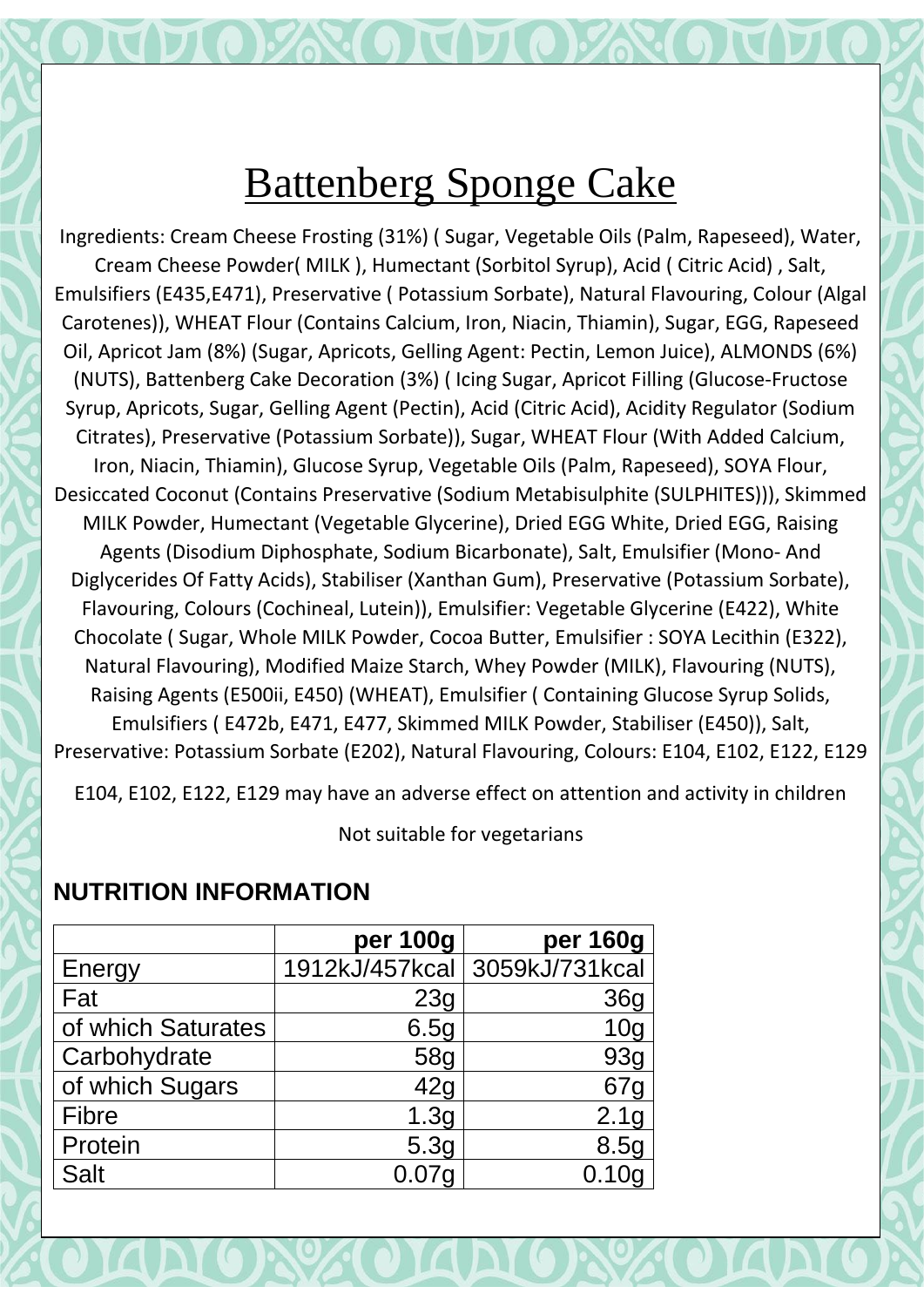# Battenberg Sponge Cake

Ingredients: Cream Cheese Frosting (31%) ( Sugar, Vegetable Oils (Palm, Rapeseed), Water, Cream Cheese Powder( MILK ), Humectant (Sorbitol Syrup), Acid ( Citric Acid) , Salt, Emulsifiers (E435,E471), Preservative ( Potassium Sorbate), Natural Flavouring, Colour (Algal Carotenes)), WHEAT Flour (Contains Calcium, Iron, Niacin, Thiamin), Sugar, EGG, Rapeseed Oil, Apricot Jam (8%) (Sugar, Apricots, Gelling Agent: Pectin, Lemon Juice), ALMONDS (6%) (NUTS), Battenberg Cake Decoration (3%) ( Icing Sugar, Apricot Filling (Glucose-Fructose Syrup, Apricots, Sugar, Gelling Agent (Pectin), Acid (Citric Acid), Acidity Regulator (Sodium Citrates), Preservative (Potassium Sorbate)), Sugar, WHEAT Flour (With Added Calcium, Iron, Niacin, Thiamin), Glucose Syrup, Vegetable Oils (Palm, Rapeseed), SOYA Flour, Desiccated Coconut (Contains Preservative (Sodium Metabisulphite (SULPHITES))), Skimmed MILK Powder, Humectant (Vegetable Glycerine), Dried EGG White, Dried EGG, Raising Agents (Disodium Diphosphate, Sodium Bicarbonate), Salt, Emulsifier (Mono- And Diglycerides Of Fatty Acids), Stabiliser (Xanthan Gum), Preservative (Potassium Sorbate), Flavouring, Colours (Cochineal, Lutein)), Emulsifier: Vegetable Glycerine (E422), White Chocolate ( Sugar, Whole MILK Powder, Cocoa Butter, Emulsifier : SOYA Lecithin (E322), Natural Flavouring), Modified Maize Starch, Whey Powder (MILK), Flavouring (NUTS), Raising Agents (E500ii, E450) (WHEAT), Emulsifier ( Containing Glucose Syrup Solids, Emulsifiers ( E472b, E471, E477, Skimmed MILK Powder, Stabiliser (E450)), Salt, Preservative: Potassium Sorbate (E202), Natural Flavouring, Colours: E104, E102, E122, E129

E104, E102, E122, E129 may have an adverse effect on attention and activity in children

Not suitable for vegetarians

## NUTRITION INFORMATION

| | per 100g | per 160g |
|---|---|---|
| Energy | 1912kJ/457kcal | 3059kJ/731kcal |
| Fat | 23g | 36g |
| of which Saturates | 6.5g | 10g |
| Carbohydrate | 58g | 93g |
| of which Sugars | 42g | 67g |
| Fibre | 1.3g | 2.1g |
| Protein | 5.3g | 8.5g |
| Salt | 0.07g | 0.10g |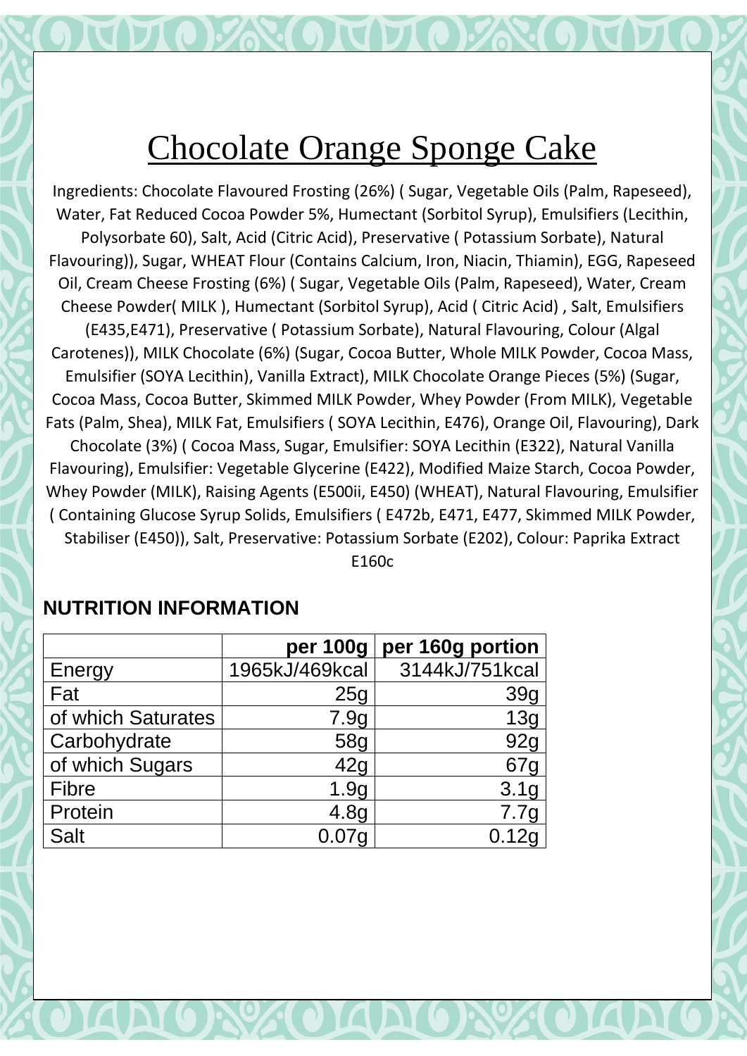# Chocolate Orange Sponge Cake

Ingredients: Chocolate Flavoured Frosting (26%) ( Sugar, Vegetable Oils (Palm, Rapeseed), Water, Fat Reduced Cocoa Powder 5%, Humectant (Sorbitol Syrup), Emulsifiers (Lecithin, Polysorbate 60), Salt, Acid (Citric Acid), Preservative ( Potassium Sorbate), Natural Flavouring)), Sugar, WHEAT Flour (Contains Calcium, Iron, Niacin, Thiamin), EGG, Rapeseed Oil, Cream Cheese Frosting (6%) ( Sugar, Vegetable Oils (Palm, Rapeseed), Water, Cream Cheese Powder( MILK ), Humectant (Sorbitol Syrup), Acid ( Citric Acid) , Salt, Emulsifiers (E435,E471), Preservative ( Potassium Sorbate), Natural Flavouring, Colour (Algal Carotenes)), MILK Chocolate (6%) (Sugar, Cocoa Butter, Whole MILK Powder, Cocoa Mass, Emulsifier (SOYA Lecithin), Vanilla Extract), MILK Chocolate Orange Pieces (5%) (Sugar, Cocoa Mass, Cocoa Butter, Skimmed MILK Powder, Whey Powder (From MILK), Vegetable Fats (Palm, Shea), MILK Fat, Emulsifiers ( SOYA Lecithin, E476), Orange Oil, Flavouring), Dark Chocolate (3%) ( Cocoa Mass, Sugar, Emulsifier: SOYA Lecithin (E322), Natural Vanilla Flavouring), Emulsifier: Vegetable Glycerine (E422), Modified Maize Starch, Cocoa Powder, Whey Powder (MILK), Raising Agents (E500ii, E450) (WHEAT), Natural Flavouring, Emulsifier ( Containing Glucose Syrup Solids, Emulsifiers ( E472b, E471, E477, Skimmed MILK Powder, Stabiliser (E450)), Salt, Preservative: Potassium Sorbate (E202), Colour: Paprika Extract E160c

## NUTRITION INFORMATION

| | per 100g | per 160g portion |
|---|---|---|
| Energy | 1965kJ/469kcal | 3144kJ/751kcal |
| Fat | 25g | 39g |
| of which Saturates | 7.9g | 13g |
| Carbohydrate | 58g | 92g |
| of which Sugars | 42g | 67g |
| Fibre | 1.9g | 3.1g |
| Protein | 4.8g | 7.7g |
| Salt | 0.07g | 0.12g |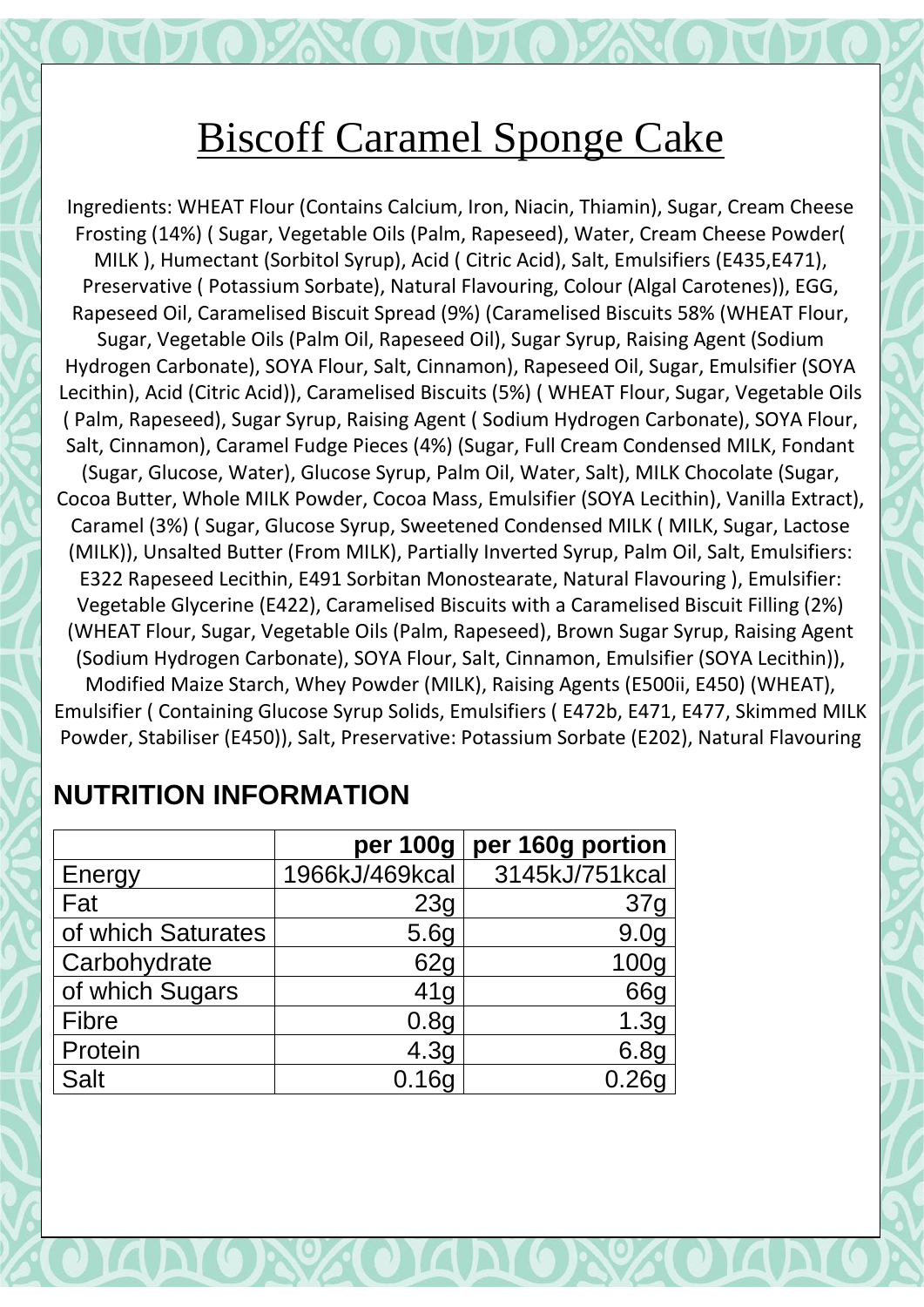# Biscoff Caramel Sponge Cake

Ingredients: WHEAT Flour (Contains Calcium, Iron, Niacin, Thiamin), Sugar, Cream Cheese Frosting (14%) ( Sugar, Vegetable Oils (Palm, Rapeseed), Water, Cream Cheese Powder( MILK ), Humectant (Sorbitol Syrup), Acid ( Citric Acid), Salt, Emulsifiers (E435,E471), Preservative ( Potassium Sorbate), Natural Flavouring, Colour (Algal Carotenes)), EGG, Rapeseed Oil, Caramelised Biscuit Spread (9%) (Caramelised Biscuits 58% (WHEAT Flour, Sugar, Vegetable Oils (Palm Oil, Rapeseed Oil), Sugar Syrup, Raising Agent (Sodium Hydrogen Carbonate), SOYA Flour, Salt, Cinnamon), Rapeseed Oil, Sugar, Emulsifier (SOYA Lecithin), Acid (Citric Acid)), Caramelised Biscuits (5%) ( WHEAT Flour, Sugar, Vegetable Oils ( Palm, Rapeseed), Sugar Syrup, Raising Agent ( Sodium Hydrogen Carbonate), SOYA Flour, Salt, Cinnamon), Caramel Fudge Pieces (4%) (Sugar, Full Cream Condensed MILK, Fondant (Sugar, Glucose, Water), Glucose Syrup, Palm Oil, Water, Salt), MILK Chocolate (Sugar, Cocoa Butter, Whole MILK Powder, Cocoa Mass, Emulsifier (SOYA Lecithin), Vanilla Extract), Caramel (3%) ( Sugar, Glucose Syrup, Sweetened Condensed MILK ( MILK, Sugar, Lactose (MILK)), Unsalted Butter (From MILK), Partially Inverted Syrup, Palm Oil, Salt, Emulsifiers: E322 Rapeseed Lecithin, E491 Sorbitan Monostearate, Natural Flavouring ), Emulsifier: Vegetable Glycerine (E422), Caramelised Biscuits with a Caramelised Biscuit Filling (2%) (WHEAT Flour, Sugar, Vegetable Oils (Palm, Rapeseed), Brown Sugar Syrup, Raising Agent (Sodium Hydrogen Carbonate), SOYA Flour, Salt, Cinnamon, Emulsifier (SOYA Lecithin)), Modified Maize Starch, Whey Powder (MILK), Raising Agents (E500ii, E450) (WHEAT), Emulsifier ( Containing Glucose Syrup Solids, Emulsifiers ( E472b, E471, E477, Skimmed MILK Powder, Stabiliser (E450)), Salt, Preservative: Potassium Sorbate (E202), Natural Flavouring

## NUTRITION INFORMATION

| | per 100g | per 160g portion |
|---|---|---|
| Energy | 1966kJ/469kcal | 3145kJ/751kcal |
| Fat | 23g | 37g |
| of which Saturates | 5.6g | 9.0g |
| Carbohydrate | 62g | 100g |
| of which Sugars | 41g | 66g |
| Fibre | 0.8g | 1.3g |
| Protein | 4.3g | 6.8g |
| Salt | 0.16g | 0.26g |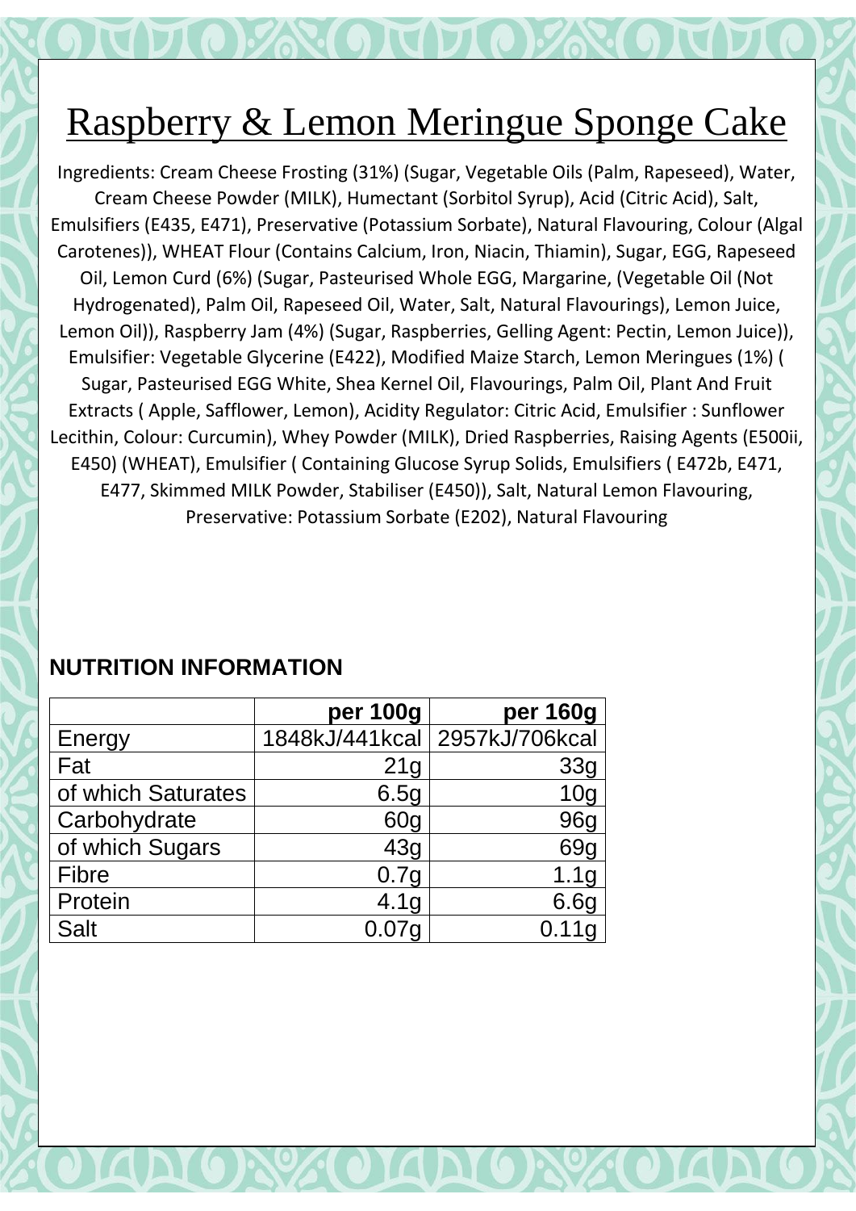# Raspberry & Lemon Meringue Sponge Cake

Ingredients: Cream Cheese Frosting (31%) (Sugar, Vegetable Oils (Palm, Rapeseed), Water, Cream Cheese Powder (MILK), Humectant (Sorbitol Syrup), Acid (Citric Acid), Salt, Emulsifiers (E435, E471), Preservative (Potassium Sorbate), Natural Flavouring, Colour (Algal Carotenes)), WHEAT Flour (Contains Calcium, Iron, Niacin, Thiamin), Sugar, EGG, Rapeseed Oil, Lemon Curd (6%) (Sugar, Pasteurised Whole EGG, Margarine, (Vegetable Oil (Not Hydrogenated), Palm Oil, Rapeseed Oil, Water, Salt, Natural Flavourings), Lemon Juice, Lemon Oil)), Raspberry Jam (4%) (Sugar, Raspberries, Gelling Agent: Pectin, Lemon Juice)), Emulsifier: Vegetable Glycerine (E422), Modified Maize Starch, Lemon Meringues (1%) ( Sugar, Pasteurised EGG White, Shea Kernel Oil, Flavourings, Palm Oil, Plant And Fruit Extracts ( Apple, Safflower, Lemon), Acidity Regulator: Citric Acid, Emulsifier : Sunflower Lecithin, Colour: Curcumin), Whey Powder (MILK), Dried Raspberries, Raising Agents (E500ii, E450) (WHEAT), Emulsifier ( Containing Glucose Syrup Solids, Emulsifiers ( E472b, E471, E477, Skimmed MILK Powder, Stabiliser (E450)), Salt, Natural Lemon Flavouring, Preservative: Potassium Sorbate (E202), Natural Flavouring

## NUTRITION INFORMATION

| | per 100g | per 160g |
|---|---|---|
| Energy | 1848kJ/441kcal | 2957kJ/706kcal |
| Fat | 21g | 33g |
| of which Saturates | 6.5g | 10g |
| Carbohydrate | 60g | 96g |
| of which Sugars | 43g | 69g |
| Fibre | 0.7g | 1.1g |
| Protein | 4.1g | 6.6g |
| Salt | 0.07g | 0.11g |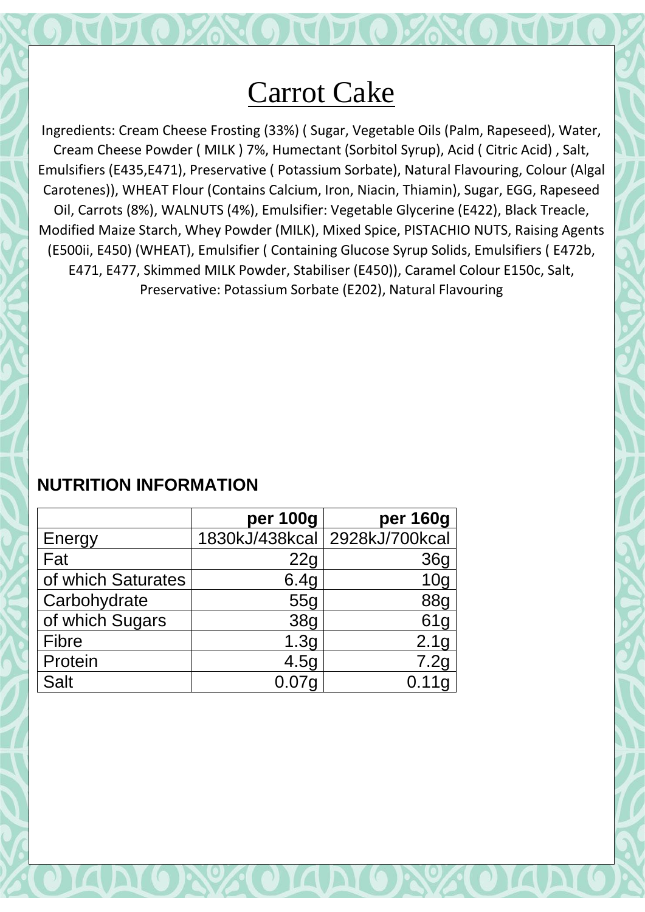# Carrot Cake

Ingredients: Cream Cheese Frosting (33%) ( Sugar, Vegetable Oils (Palm, Rapeseed), Water, Cream Cheese Powder ( MILK ) 7%, Humectant (Sorbitol Syrup), Acid ( Citric Acid) , Salt, Emulsifiers (E435,E471), Preservative ( Potassium Sorbate), Natural Flavouring, Colour (Algal Carotenes)), WHEAT Flour (Contains Calcium, Iron, Niacin, Thiamin), Sugar, EGG, Rapeseed Oil, Carrots (8%), WALNUTS (4%), Emulsifier: Vegetable Glycerine (E422), Black Treacle, Modified Maize Starch, Whey Powder (MILK), Mixed Spice, PISTACHIO NUTS, Raising Agents (E500ii, E450) (WHEAT), Emulsifier ( Containing Glucose Syrup Solids, Emulsifiers ( E472b, E471, E477, Skimmed MILK Powder, Stabiliser (E450)), Caramel Colour E150c, Salt, Preservative: Potassium Sorbate (E202), Natural Flavouring

## NUTRITION INFORMATION

| | per 100g | per 160g |
|---|---|---|
| Energy | 1830kJ/438kcal | 2928kJ/700kcal |
| Fat | 22g | 36g |
| of which Saturates | 6.4g | 10g |
| Carbohydrate | 55g | 88g |
| of which Sugars | 38g | 61g |
| Fibre | 1.3g | 2.1g |
| Protein | 4.5g | 7.2g |
| Salt | 0.07g | 0.11g |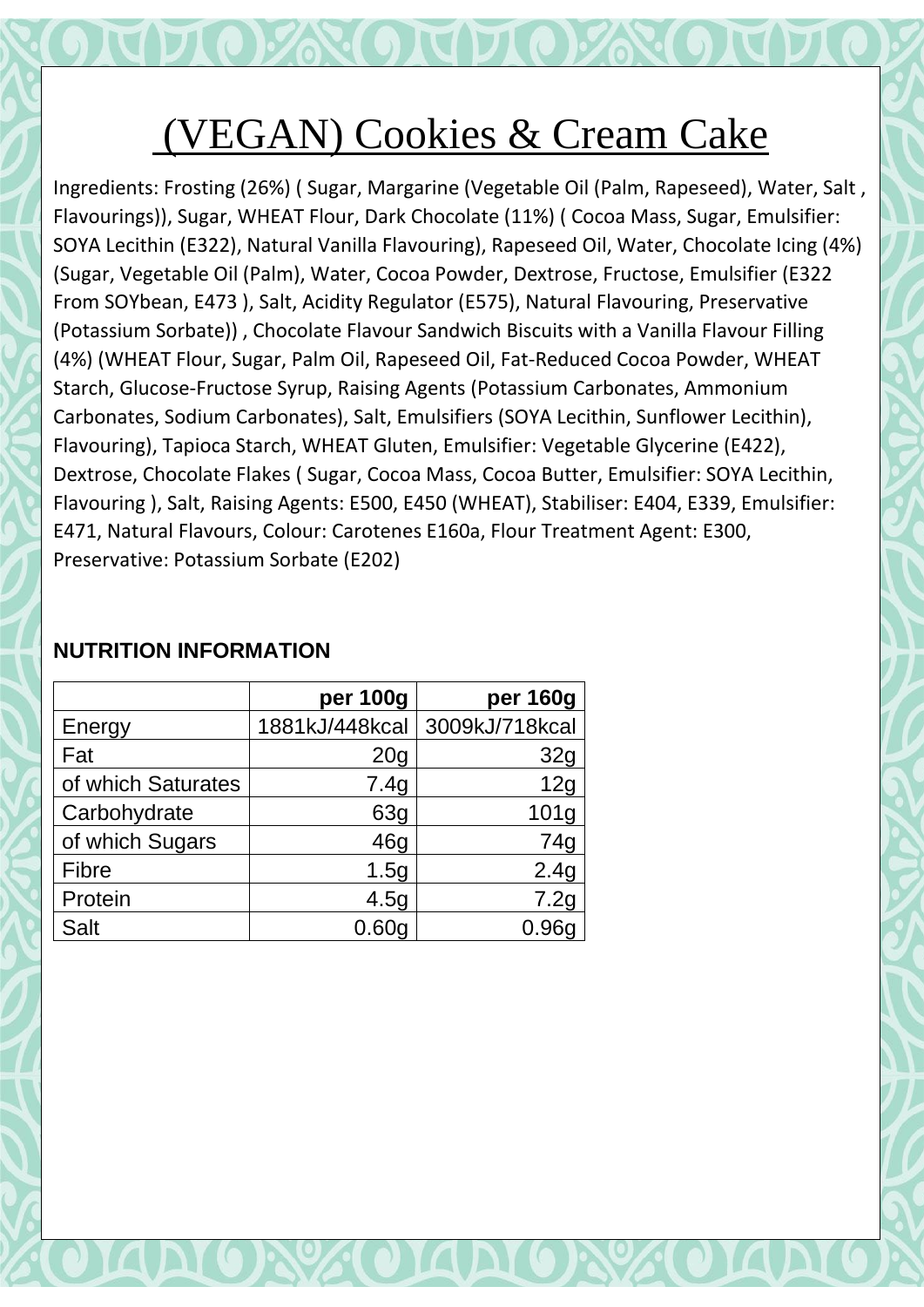# (VEGAN) Cookies & Cream Cake

Ingredients: Frosting (26%) ( Sugar, Margarine (Vegetable Oil (Palm, Rapeseed), Water, Salt , Flavourings)), Sugar, WHEAT Flour, Dark Chocolate (11%) ( Cocoa Mass, Sugar, Emulsifier: SOYA Lecithin (E322), Natural Vanilla Flavouring), Rapeseed Oil, Water, Chocolate Icing (4%) (Sugar, Vegetable Oil (Palm), Water, Cocoa Powder, Dextrose, Fructose, Emulsifier (E322 From SOYbean, E473 ), Salt, Acidity Regulator (E575), Natural Flavouring, Preservative (Potassium Sorbate)) , Chocolate Flavour Sandwich Biscuits with a Vanilla Flavour Filling (4%) (WHEAT Flour, Sugar, Palm Oil, Rapeseed Oil, Fat-Reduced Cocoa Powder, WHEAT Starch, Glucose-Fructose Syrup, Raising Agents (Potassium Carbonates, Ammonium Carbonates, Sodium Carbonates), Salt, Emulsifiers (SOYA Lecithin, Sunflower Lecithin), Flavouring), Tapioca Starch, WHEAT Gluten, Emulsifier: Vegetable Glycerine (E422), Dextrose, Chocolate Flakes ( Sugar, Cocoa Mass, Cocoa Butter, Emulsifier: SOYA Lecithin, Flavouring ), Salt, Raising Agents: E500, E450 (WHEAT), Stabiliser: E404, E339, Emulsifier: E471, Natural Flavours, Colour: Carotenes E160a, Flour Treatment Agent: E300, Preservative: Potassium Sorbate (E202)

**NUTRITION INFORMATION**

| | per 100g | per 160g |
|---|---:|---:|
| Energy | 1881kJ/448kcal | 3009kJ/718kcal |
| Fat | 20g | 32g |
| of which Saturates | 7.4g | 12g |
| Carbohydrate | 63g | 101g |
| of which Sugars | 46g | 74g |
| Fibre | 1.5g | 2.4g |
| Protein | 4.5g | 7.2g |
| Salt | 0.60g | 0.96g |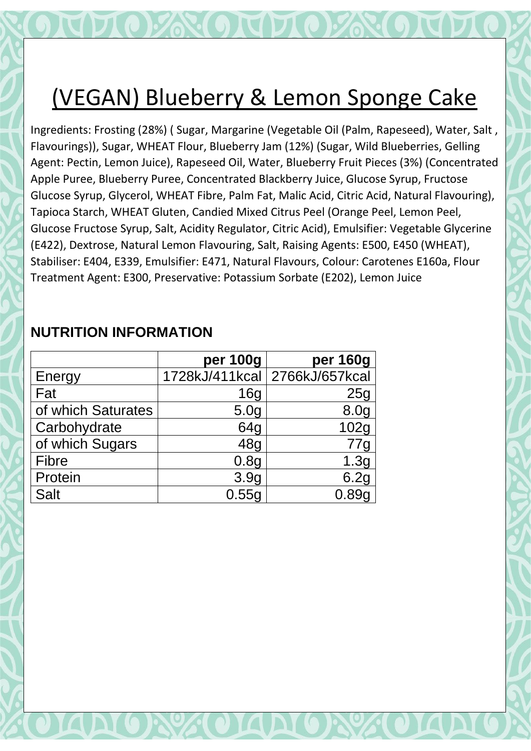# (VEGAN) Blueberry & Lemon Sponge Cake

Ingredients: Frosting (28%) ( Sugar, Margarine (Vegetable Oil (Palm, Rapeseed), Water, Salt , Flavourings)), Sugar, WHEAT Flour, Blueberry Jam (12%) (Sugar, Wild Blueberries, Gelling Agent: Pectin, Lemon Juice), Rapeseed Oil, Water, Blueberry Fruit Pieces (3%) (Concentrated Apple Puree, Blueberry Puree, Concentrated Blackberry Juice, Glucose Syrup, Fructose Glucose Syrup, Glycerol, WHEAT Fibre, Palm Fat, Malic Acid, Citric Acid, Natural Flavouring), Tapioca Starch, WHEAT Gluten, Candied Mixed Citrus Peel (Orange Peel, Lemon Peel, Glucose Fructose Syrup, Salt, Acidity Regulator, Citric Acid), Emulsifier: Vegetable Glycerine (E422), Dextrose, Natural Lemon Flavouring, Salt, Raising Agents: E500, E450 (WHEAT), Stabiliser: E404, E339, Emulsifier: E471, Natural Flavours, Colour: Carotenes E160a, Flour Treatment Agent: E300, Preservative: Potassium Sorbate (E202), Lemon Juice

## NUTRITION INFORMATION

| | per 100g | per 160g |
|---|---:|---:|
| Energy | 1728kJ/411kcal | 2766kJ/657kcal |
| Fat | 16g | 25g |
| of which Saturates | 5.0g | 8.0g |
| Carbohydrate | 64g | 102g |
| of which Sugars | 48g | 77g |
| Fibre | 0.8g | 1.3g |
| Protein | 3.9g | 6.2g |
| Salt | 0.55g | 0.89g |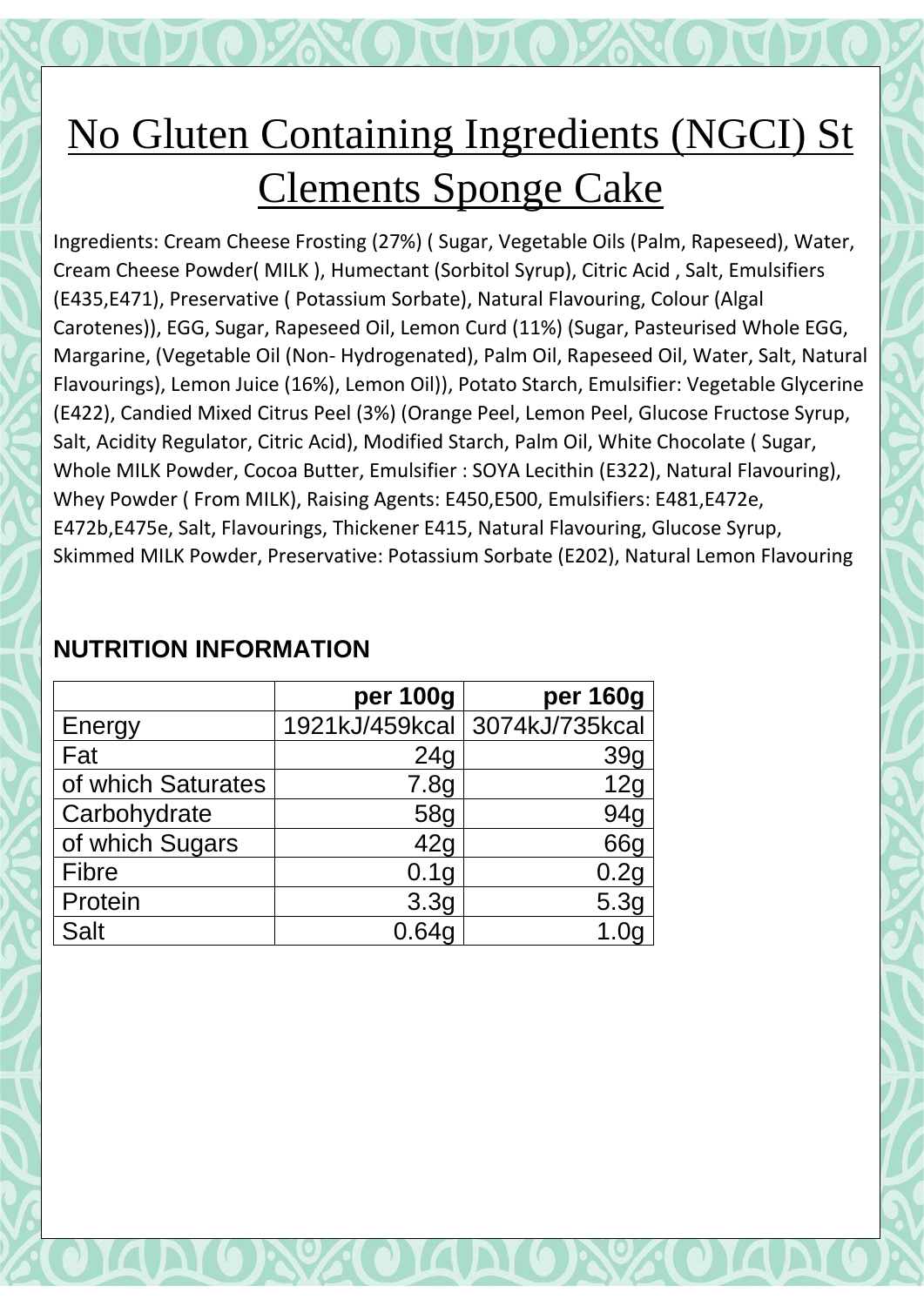# No Gluten Containing Ingredients (NGCI) St Clements Sponge Cake

Ingredients: Cream Cheese Frosting (27%) ( Sugar, Vegetable Oils (Palm, Rapeseed), Water, Cream Cheese Powder( MILK ), Humectant (Sorbitol Syrup), Citric Acid , Salt, Emulsifiers (E435,E471), Preservative ( Potassium Sorbate), Natural Flavouring, Colour (Algal Carotenes)), EGG, Sugar, Rapeseed Oil, Lemon Curd (11%) (Sugar, Pasteurised Whole EGG, Margarine, (Vegetable Oil (Non- Hydrogenated), Palm Oil, Rapeseed Oil, Water, Salt, Natural Flavourings), Lemon Juice (16%), Lemon Oil)), Potato Starch, Emulsifier: Vegetable Glycerine (E422), Candied Mixed Citrus Peel (3%) (Orange Peel, Lemon Peel, Glucose Fructose Syrup, Salt, Acidity Regulator, Citric Acid), Modified Starch, Palm Oil, White Chocolate ( Sugar, Whole MILK Powder, Cocoa Butter, Emulsifier : SOYA Lecithin (E322), Natural Flavouring), Whey Powder ( From MILK), Raising Agents: E450,E500, Emulsifiers: E481,E472e, E472b,E475e, Salt, Flavourings, Thickener E415, Natural Flavouring, Glucose Syrup, Skimmed MILK Powder, Preservative: Potassium Sorbate (E202), Natural Lemon Flavouring

## NUTRITION INFORMATION

| | per 100g | per 160g |
|---|---|---|
| Energy | 1921kJ/459kcal | 3074kJ/735kcal |
| Fat | 24g | 39g |
| of which Saturates | 7.8g | 12g |
| Carbohydrate | 58g | 94g |
| of which Sugars | 42g | 66g |
| Fibre | 0.1g | 0.2g |
| Protein | 3.3g | 5.3g |
| Salt | 0.64g | 1.0g |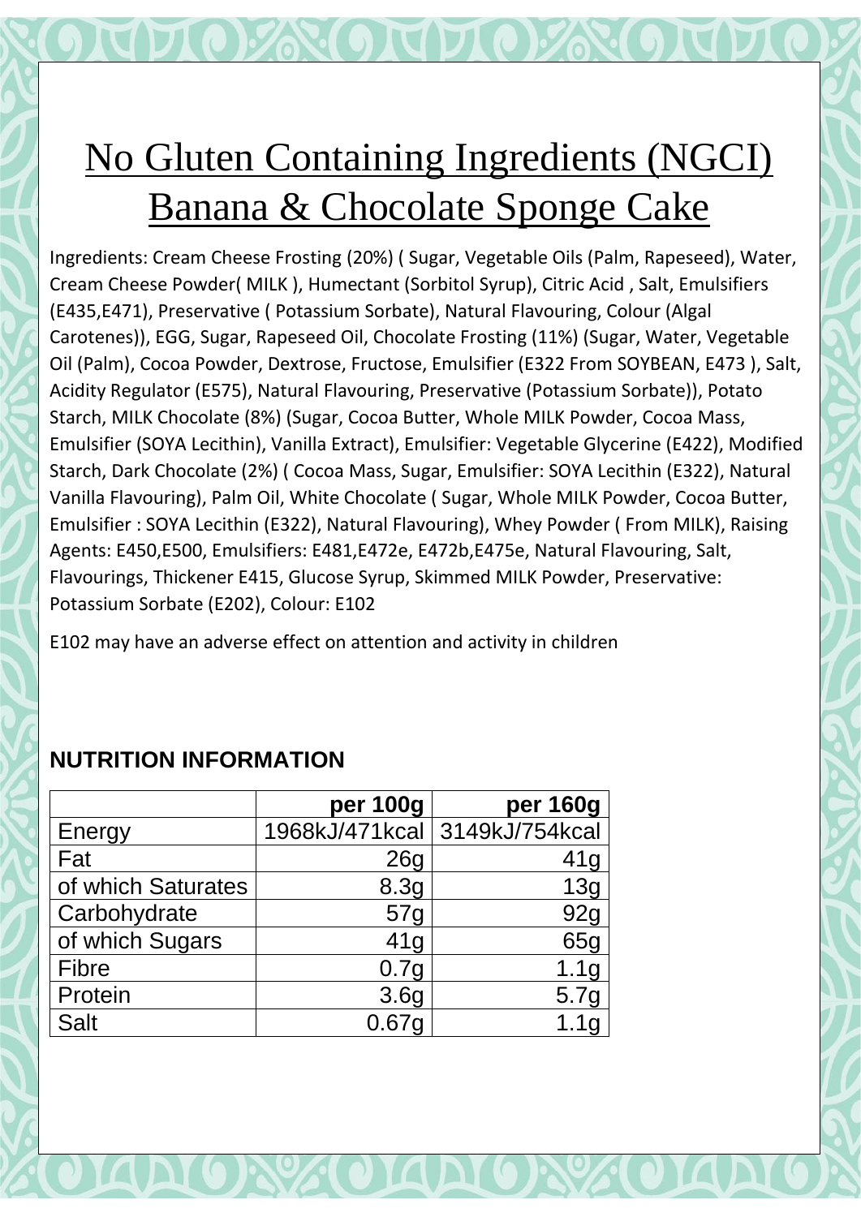# No Gluten Containing Ingredients (NGCI) Banana & Chocolate Sponge Cake

Ingredients: Cream Cheese Frosting (20%) ( Sugar, Vegetable Oils (Palm, Rapeseed), Water, Cream Cheese Powder( MILK ), Humectant (Sorbitol Syrup), Citric Acid , Salt, Emulsifiers (E435,E471), Preservative ( Potassium Sorbate), Natural Flavouring, Colour (Algal Carotenes)), EGG, Sugar, Rapeseed Oil, Chocolate Frosting (11%) (Sugar, Water, Vegetable Oil (Palm), Cocoa Powder, Dextrose, Fructose, Emulsifier (E322 From SOYBEAN, E473 ), Salt, Acidity Regulator (E575), Natural Flavouring, Preservative (Potassium Sorbate)), Potato Starch, MILK Chocolate (8%) (Sugar, Cocoa Butter, Whole MILK Powder, Cocoa Mass, Emulsifier (SOYA Lecithin), Vanilla Extract), Emulsifier: Vegetable Glycerine (E422), Modified Starch, Dark Chocolate (2%) ( Cocoa Mass, Sugar, Emulsifier: SOYA Lecithin (E322), Natural Vanilla Flavouring), Palm Oil, White Chocolate ( Sugar, Whole MILK Powder, Cocoa Butter, Emulsifier : SOYA Lecithin (E322), Natural Flavouring), Whey Powder ( From MILK), Raising Agents: E450,E500, Emulsifiers: E481,E472e, E472b,E475e, Natural Flavouring, Salt, Flavourings, Thickener E415, Glucose Syrup, Skimmed MILK Powder, Preservative: Potassium Sorbate (E202), Colour: E102

E102 may have an adverse effect on attention and activity in children

## NUTRITION INFORMATION

| | per 100g | per 160g |
|---|---|---|
| Energy | 1968kJ/471kcal | 3149kJ/754kcal |
| Fat | 26g | 41g |
| of which Saturates | 8.3g | 13g |
| Carbohydrate | 57g | 92g |
| of which Sugars | 41g | 65g |
| Fibre | 0.7g | 1.1g |
| Protein | 3.6g | 5.7g |
| Salt | 0.67g | 1.1g |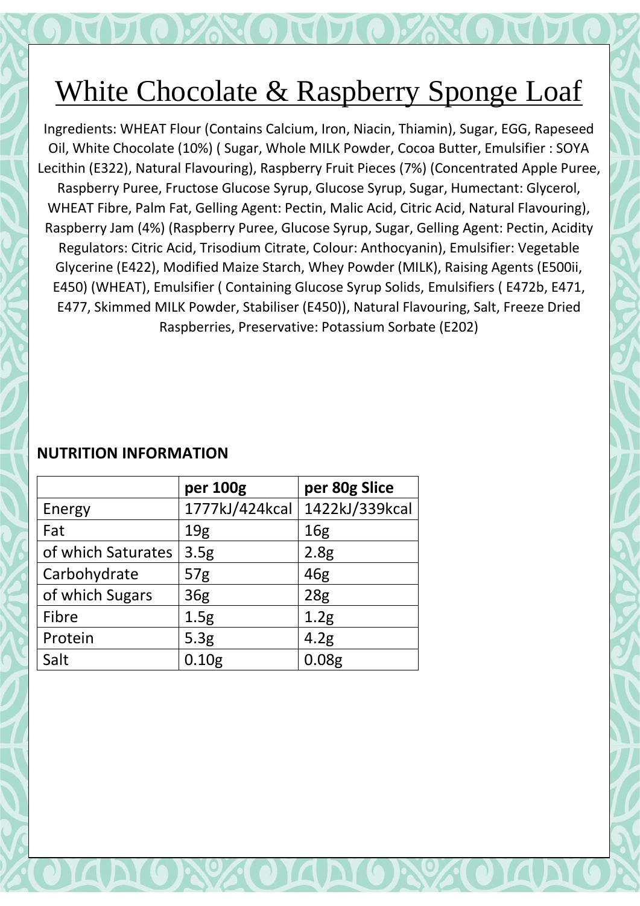# White Chocolate & Raspberry Sponge Loaf

Ingredients: WHEAT Flour (Contains Calcium, Iron, Niacin, Thiamin), Sugar, EGG, Rapeseed Oil, White Chocolate (10%) ( Sugar, Whole MILK Powder, Cocoa Butter, Emulsifier : SOYA Lecithin (E322), Natural Flavouring), Raspberry Fruit Pieces (7%) (Concentrated Apple Puree, Raspberry Puree, Fructose Glucose Syrup, Glucose Syrup, Sugar, Humectant: Glycerol, WHEAT Fibre, Palm Fat, Gelling Agent: Pectin, Malic Acid, Citric Acid, Natural Flavouring), Raspberry Jam (4%) (Raspberry Puree, Glucose Syrup, Sugar, Gelling Agent: Pectin, Acidity Regulators: Citric Acid, Trisodium Citrate, Colour: Anthocyanin), Emulsifier: Vegetable Glycerine (E422), Modified Maize Starch, Whey Powder (MILK), Raising Agents (E500ii, E450) (WHEAT), Emulsifier ( Containing Glucose Syrup Solids, Emulsifiers ( E472b, E471, E477, Skimmed MILK Powder, Stabiliser (E450)), Natural Flavouring, Salt, Freeze Dried Raspberries, Preservative: Potassium Sorbate (E202)

**NUTRITION INFORMATION**

| | per 100g | per 80g Slice |
|---|---|---|
| Energy | 1777kJ/424kcal | 1422kJ/339kcal |
| Fat | 19g | 16g |
| of which Saturates | 3.5g | 2.8g |
| Carbohydrate | 57g | 46g |
| of which Sugars | 36g | 28g |
| Fibre | 1.5g | 1.2g |
| Protein | 5.3g | 4.2g |
| Salt | 0.10g | 0.08g |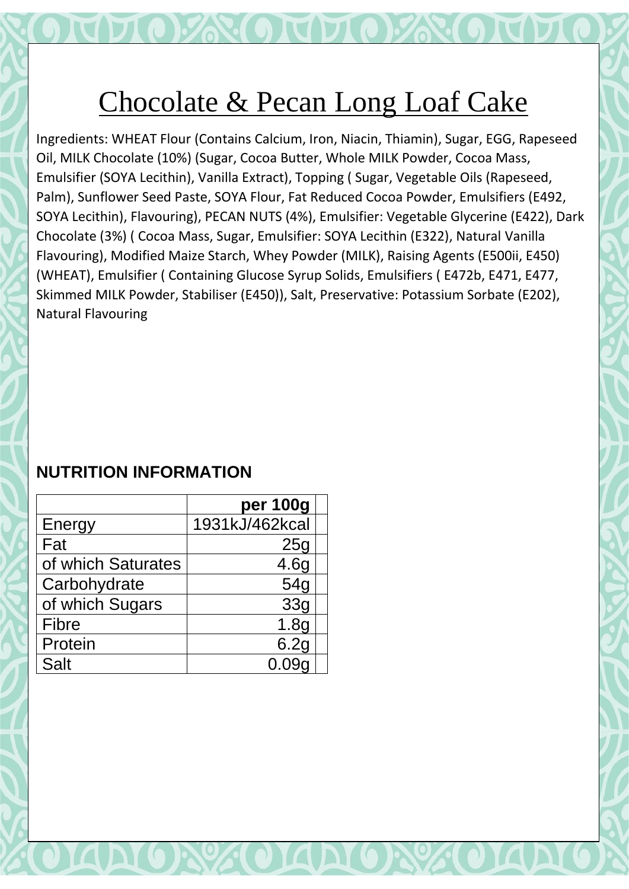# Chocolate & Pecan Long Loaf Cake

Ingredients: WHEAT Flour (Contains Calcium, Iron, Niacin, Thiamin), Sugar, EGG, Rapeseed Oil, MILK Chocolate (10%) (Sugar, Cocoa Butter, Whole MILK Powder, Cocoa Mass, Emulsifier (SOYA Lecithin), Vanilla Extract), Topping ( Sugar, Vegetable Oils (Rapeseed, Palm), Sunflower Seed Paste, SOYA Flour, Fat Reduced Cocoa Powder, Emulsifiers (E492, SOYA Lecithin), Flavouring), PECAN NUTS (4%), Emulsifier: Vegetable Glycerine (E422), Dark Chocolate (3%) ( Cocoa Mass, Sugar, Emulsifier: SOYA Lecithin (E322), Natural Vanilla Flavouring), Modified Maize Starch, Whey Powder (MILK), Raising Agents (E500ii, E450) (WHEAT), Emulsifier ( Containing Glucose Syrup Solids, Emulsifiers ( E472b, E471, E477, Skimmed MILK Powder, Stabiliser (E450)), Salt, Preservative: Potassium Sorbate (E202), Natural Flavouring

## NUTRITION INFORMATION

| | per 100g |
|---|---|
| Energy | 1931kJ/462kcal |
| Fat | 25g |
| of which Saturates | 4.6g |
| Carbohydrate | 54g |
| of which Sugars | 33g |
| Fibre | 1.8g |
| Protein | 6.2g |
| Salt | 0.09g |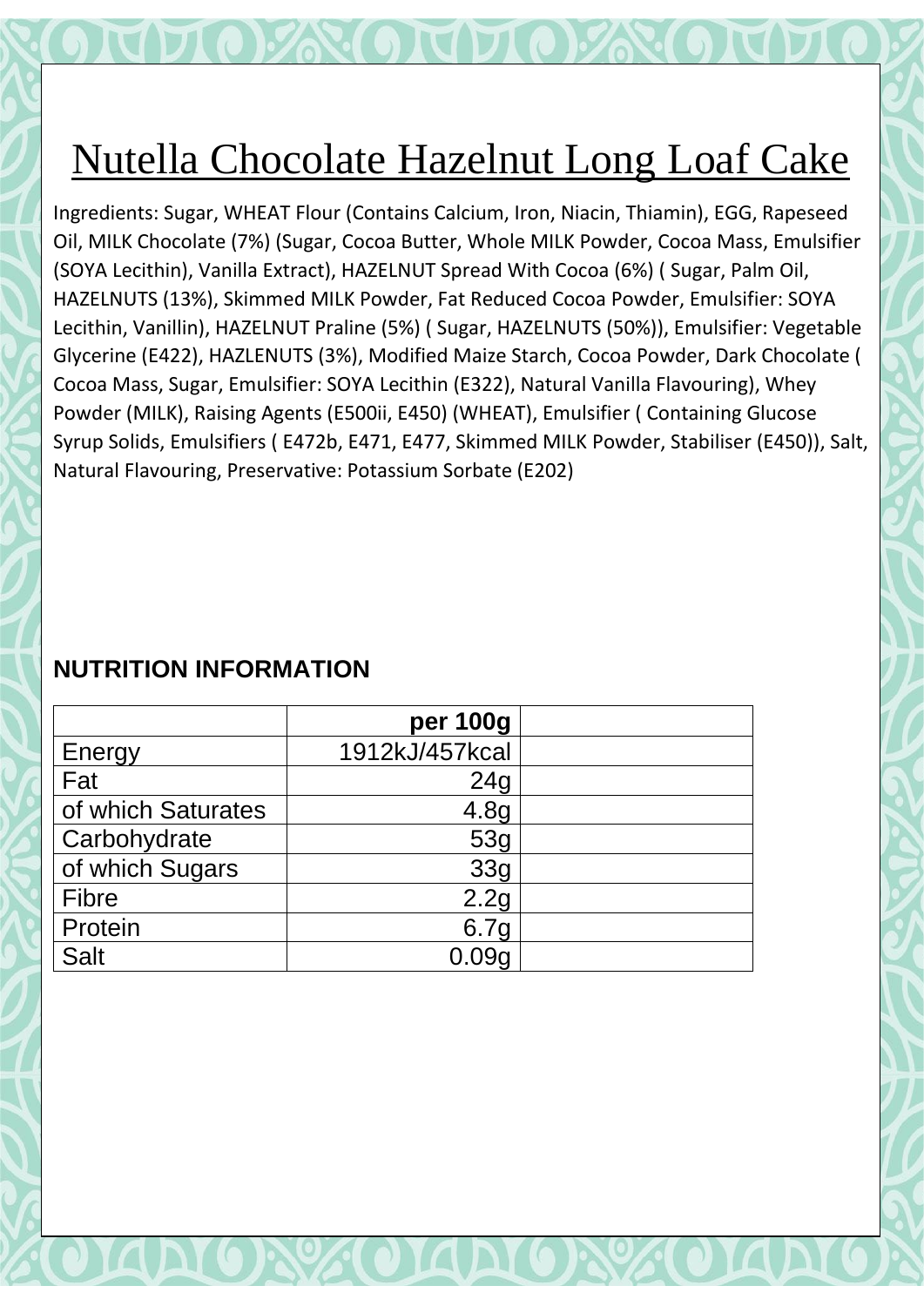# Nutella Chocolate Hazelnut Long Loaf Cake

Ingredients: Sugar, WHEAT Flour (Contains Calcium, Iron, Niacin, Thiamin), EGG, Rapeseed Oil, MILK Chocolate (7%) (Sugar, Cocoa Butter, Whole MILK Powder, Cocoa Mass, Emulsifier (SOYA Lecithin), Vanilla Extract), HAZELNUT Spread With Cocoa (6%) ( Sugar, Palm Oil, HAZELNUTS (13%), Skimmed MILK Powder, Fat Reduced Cocoa Powder, Emulsifier: SOYA Lecithin, Vanillin), HAZELNUT Praline (5%) ( Sugar, HAZELNUTS (50%)), Emulsifier: Vegetable Glycerine (E422), HAZLENUTS (3%), Modified Maize Starch, Cocoa Powder, Dark Chocolate ( Cocoa Mass, Sugar, Emulsifier: SOYA Lecithin (E322), Natural Vanilla Flavouring), Whey Powder (MILK), Raising Agents (E500ii, E450) (WHEAT), Emulsifier ( Containing Glucose Syrup Solids, Emulsifiers ( E472b, E471, E477, Skimmed MILK Powder, Stabiliser (E450)), Salt, Natural Flavouring, Preservative: Potassium Sorbate (E202)

**NUTRITION INFORMATION**

| | **per 100g** | |
|---|---|---|
| Energy | 1912kJ/457kcal | |
| Fat | 24g | |
| of which Saturates | 4.8g | |
| Carbohydrate | 53g | |
| of which Sugars | 33g | |
| Fibre | 2.2g | |
| Protein | 6.7g | |
| Salt | 0.09g | |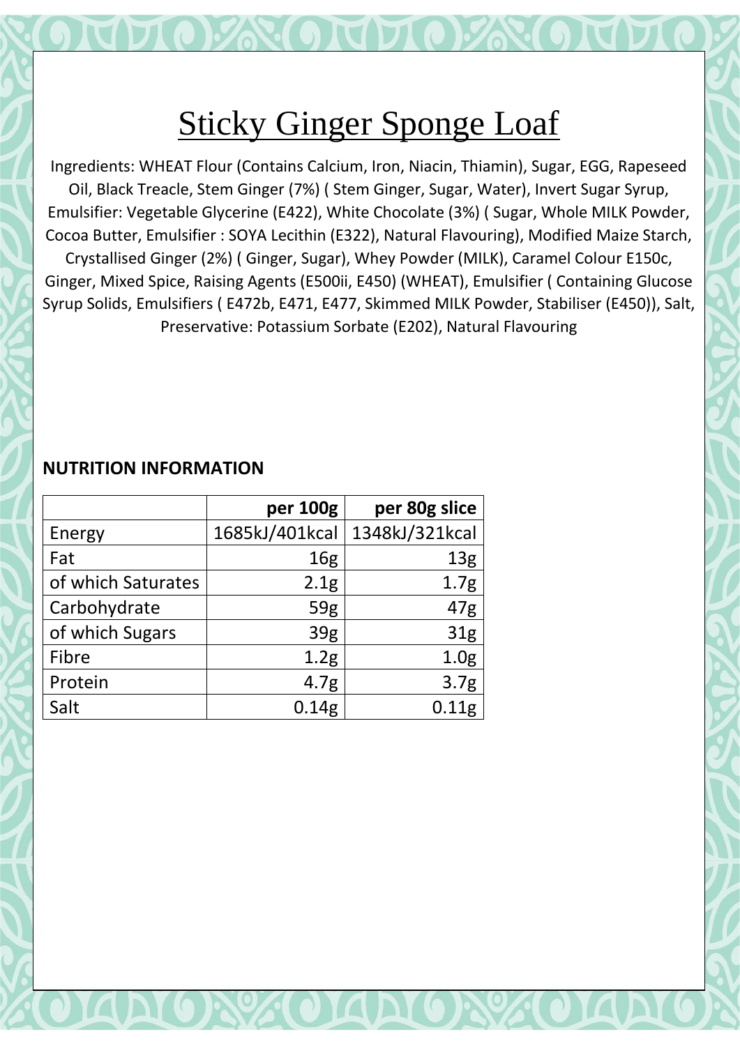# Sticky Ginger Sponge Loaf

Ingredients: WHEAT Flour (Contains Calcium, Iron, Niacin, Thiamin), Sugar, EGG, Rapeseed Oil, Black Treacle, Stem Ginger (7%) ( Stem Ginger, Sugar, Water), Invert Sugar Syrup, Emulsifier: Vegetable Glycerine (E422), White Chocolate (3%) ( Sugar, Whole MILK Powder, Cocoa Butter, Emulsifier : SOYA Lecithin (E322), Natural Flavouring), Modified Maize Starch, Crystallised Ginger (2%) ( Ginger, Sugar), Whey Powder (MILK), Caramel Colour E150c, Ginger, Mixed Spice, Raising Agents (E500ii, E450) (WHEAT), Emulsifier ( Containing Glucose Syrup Solids, Emulsifiers ( E472b, E471, E477, Skimmed MILK Powder, Stabiliser (E450)), Salt, Preservative: Potassium Sorbate (E202), Natural Flavouring

**NUTRITION INFORMATION**

| | per 100g | per 80g slice |
|---|---|---|
| Energy | 1685kJ/401kcal | 1348kJ/321kcal |
| Fat | 16g | 13g |
| of which Saturates | 2.1g | 1.7g |
| Carbohydrate | 59g | 47g |
| of which Sugars | 39g | 31g |
| Fibre | 1.2g | 1.0g |
| Protein | 4.7g | 3.7g |
| Salt | 0.14g | 0.11g |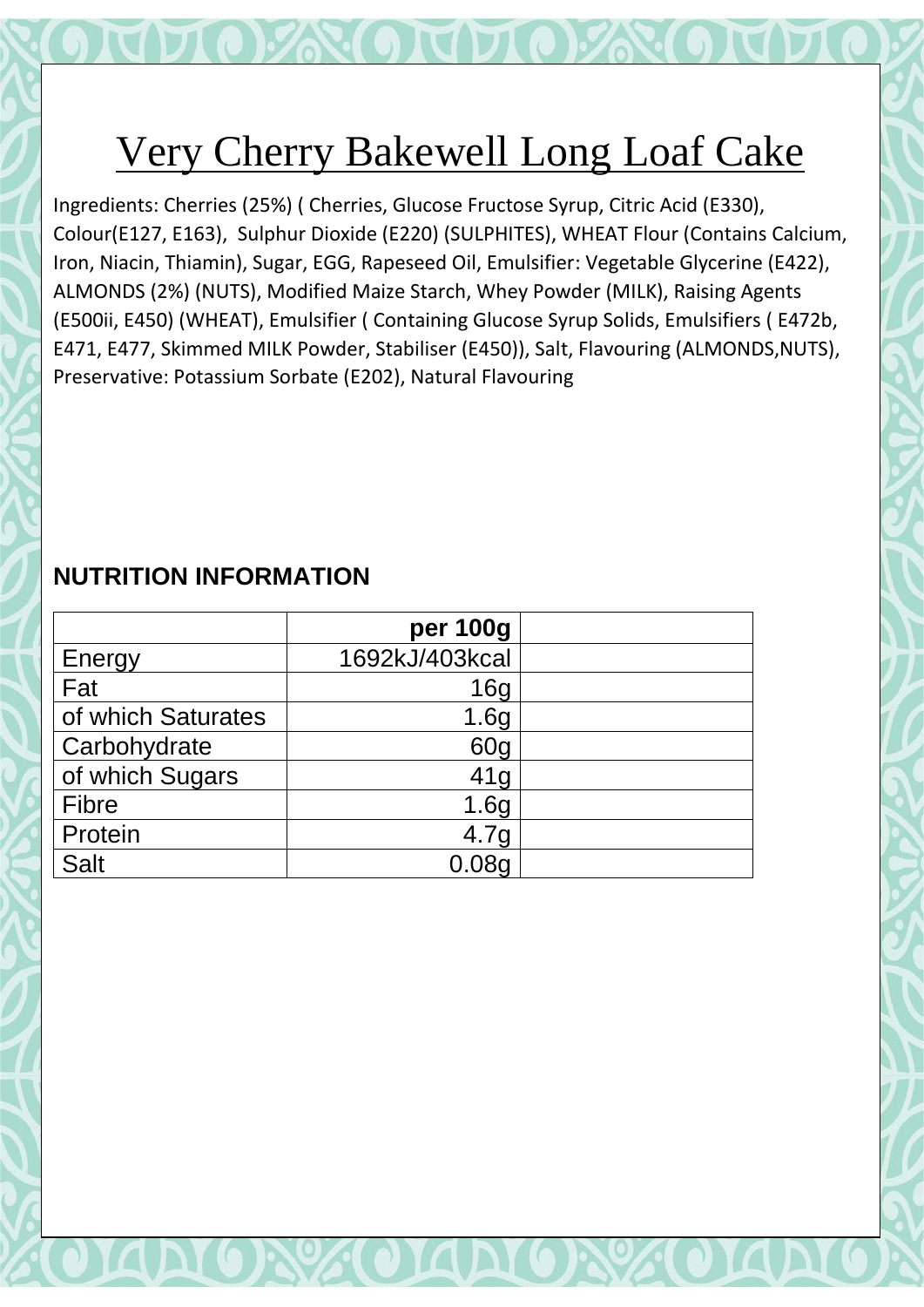# Very Cherry Bakewell Long Loaf Cake

Ingredients: Cherries (25%) ( Cherries, Glucose Fructose Syrup, Citric Acid (E330), Colour(E127, E163), Sulphur Dioxide (E220) (SULPHITES), WHEAT Flour (Contains Calcium, Iron, Niacin, Thiamin), Sugar, EGG, Rapeseed Oil, Emulsifier: Vegetable Glycerine (E422), ALMONDS (2%) (NUTS), Modified Maize Starch, Whey Powder (MILK), Raising Agents (E500ii, E450) (WHEAT), Emulsifier ( Containing Glucose Syrup Solids, Emulsifiers ( E472b, E471, E477, Skimmed MILK Powder, Stabiliser (E450)), Salt, Flavouring (ALMONDS,NUTS), Preservative: Potassium Sorbate (E202), Natural Flavouring

**NUTRITION INFORMATION**

| | **per 100g** | |
|---|---|---|
| Energy | 1692kJ/403kcal | |
| Fat | 16g | |
| of which Saturates | 1.6g | |
| Carbohydrate | 60g | |
| of which Sugars | 41g | |
| Fibre | 1.6g | |
| Protein | 4.7g | |
| Salt | 0.08g | |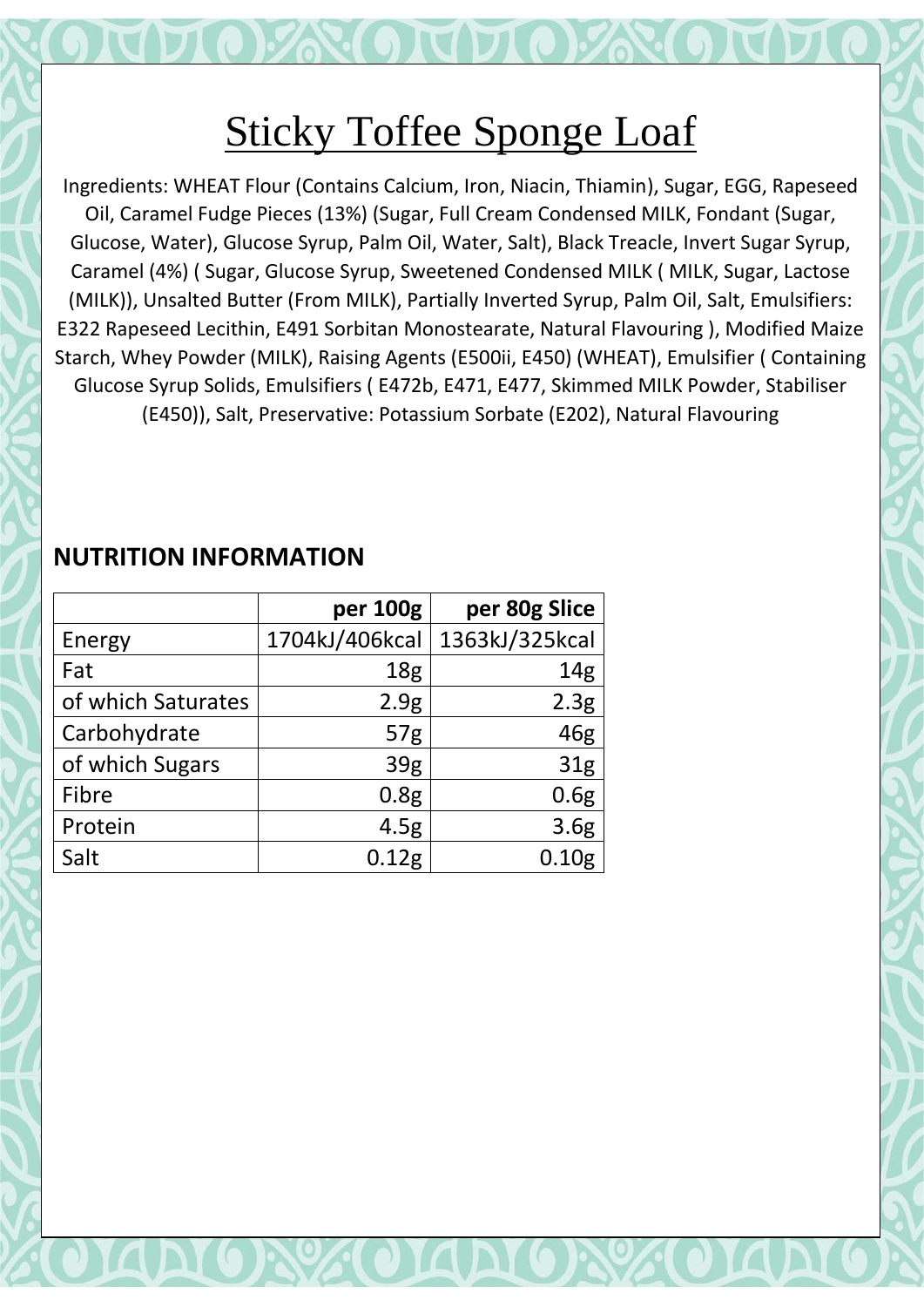# Sticky Toffee Sponge Loaf

Ingredients: WHEAT Flour (Contains Calcium, Iron, Niacin, Thiamin), Sugar, EGG, Rapeseed Oil, Caramel Fudge Pieces (13%) (Sugar, Full Cream Condensed MILK, Fondant (Sugar, Glucose, Water), Glucose Syrup, Palm Oil, Water, Salt), Black Treacle, Invert Sugar Syrup, Caramel (4%) ( Sugar, Glucose Syrup, Sweetened Condensed MILK ( MILK, Sugar, Lactose (MILK)), Unsalted Butter (From MILK), Partially Inverted Syrup, Palm Oil, Salt, Emulsifiers: E322 Rapeseed Lecithin, E491 Sorbitan Monostearate, Natural Flavouring ), Modified Maize Starch, Whey Powder (MILK), Raising Agents (E500ii, E450) (WHEAT), Emulsifier ( Containing Glucose Syrup Solids, Emulsifiers ( E472b, E471, E477, Skimmed MILK Powder, Stabiliser (E450)), Salt, Preservative: Potassium Sorbate (E202), Natural Flavouring

## NUTRITION INFORMATION

| | per 100g | per 80g Slice |
|---|---|---|
| Energy | 1704kJ/406kcal | 1363kJ/325kcal |
| Fat | 18g | 14g |
| of which Saturates | 2.9g | 2.3g |
| Carbohydrate | 57g | 46g |
| of which Sugars | 39g | 31g |
| Fibre | 0.8g | 0.6g |
| Protein | 4.5g | 3.6g |
| Salt | 0.12g | 0.10g |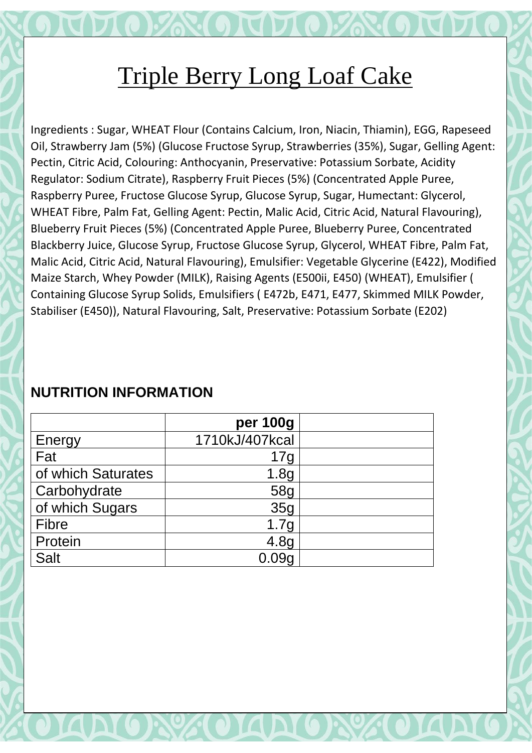# Triple Berry Long Loaf Cake

Ingredients : Sugar, WHEAT Flour (Contains Calcium, Iron, Niacin, Thiamin), EGG, Rapeseed Oil, Strawberry Jam (5%) (Glucose Fructose Syrup, Strawberries (35%), Sugar, Gelling Agent: Pectin, Citric Acid, Colouring: Anthocyanin, Preservative: Potassium Sorbate, Acidity Regulator: Sodium Citrate), Raspberry Fruit Pieces (5%) (Concentrated Apple Puree, Raspberry Puree, Fructose Glucose Syrup, Glucose Syrup, Sugar, Humectant: Glycerol, WHEAT Fibre, Palm Fat, Gelling Agent: Pectin, Malic Acid, Citric Acid, Natural Flavouring), Blueberry Fruit Pieces (5%) (Concentrated Apple Puree, Blueberry Puree, Concentrated Blackberry Juice, Glucose Syrup, Fructose Glucose Syrup, Glycerol, WHEAT Fibre, Palm Fat, Malic Acid, Citric Acid, Natural Flavouring), Emulsifier: Vegetable Glycerine (E422), Modified Maize Starch, Whey Powder (MILK), Raising Agents (E500ii, E450) (WHEAT), Emulsifier ( Containing Glucose Syrup Solids, Emulsifiers ( E472b, E471, E477, Skimmed MILK Powder, Stabiliser (E450)), Natural Flavouring, Salt, Preservative: Potassium Sorbate (E202)

## NUTRITION INFORMATION

| | per 100g | |
|---|---|---|
| Energy | 1710kJ/407kcal | |
| Fat | 17g | |
| of which Saturates | 1.8g | |
| Carbohydrate | 58g | |
| of which Sugars | 35g | |
| Fibre | 1.7g | |
| Protein | 4.8g | |
| Salt | 0.09g | |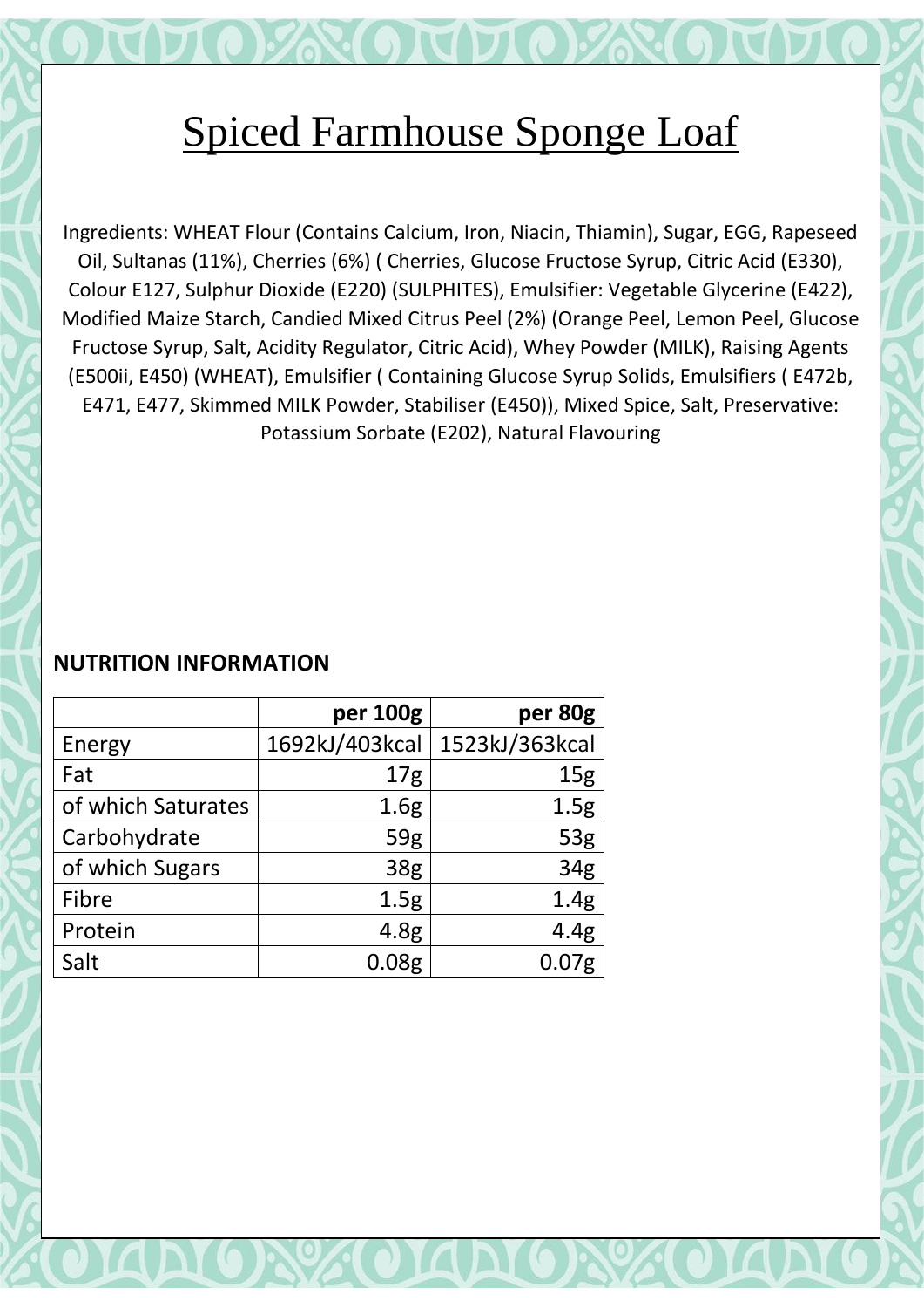# Spiced Farmhouse Sponge Loaf

Ingredients: WHEAT Flour (Contains Calcium, Iron, Niacin, Thiamin), Sugar, EGG, Rapeseed Oil, Sultanas (11%), Cherries (6%) ( Cherries, Glucose Fructose Syrup, Citric Acid (E330), Colour E127, Sulphur Dioxide (E220) (SULPHITES), Emulsifier: Vegetable Glycerine (E422), Modified Maize Starch, Candied Mixed Citrus Peel (2%) (Orange Peel, Lemon Peel, Glucose Fructose Syrup, Salt, Acidity Regulator, Citric Acid), Whey Powder (MILK), Raising Agents (E500ii, E450) (WHEAT), Emulsifier ( Containing Glucose Syrup Solids, Emulsifiers ( E472b, E471, E477, Skimmed MILK Powder, Stabiliser (E450)), Mixed Spice, Salt, Preservative: Potassium Sorbate (E202), Natural Flavouring

**NUTRITION INFORMATION**

| | per 100g | per 80g |
|---|---|---|
| Energy | 1692kJ/403kcal | 1523kJ/363kcal |
| Fat | 17g | 15g |
| of which Saturates | 1.6g | 1.5g |
| Carbohydrate | 59g | 53g |
| of which Sugars | 38g | 34g |
| Fibre | 1.5g | 1.4g |
| Protein | 4.8g | 4.4g |
| Salt | 0.08g | 0.07g |